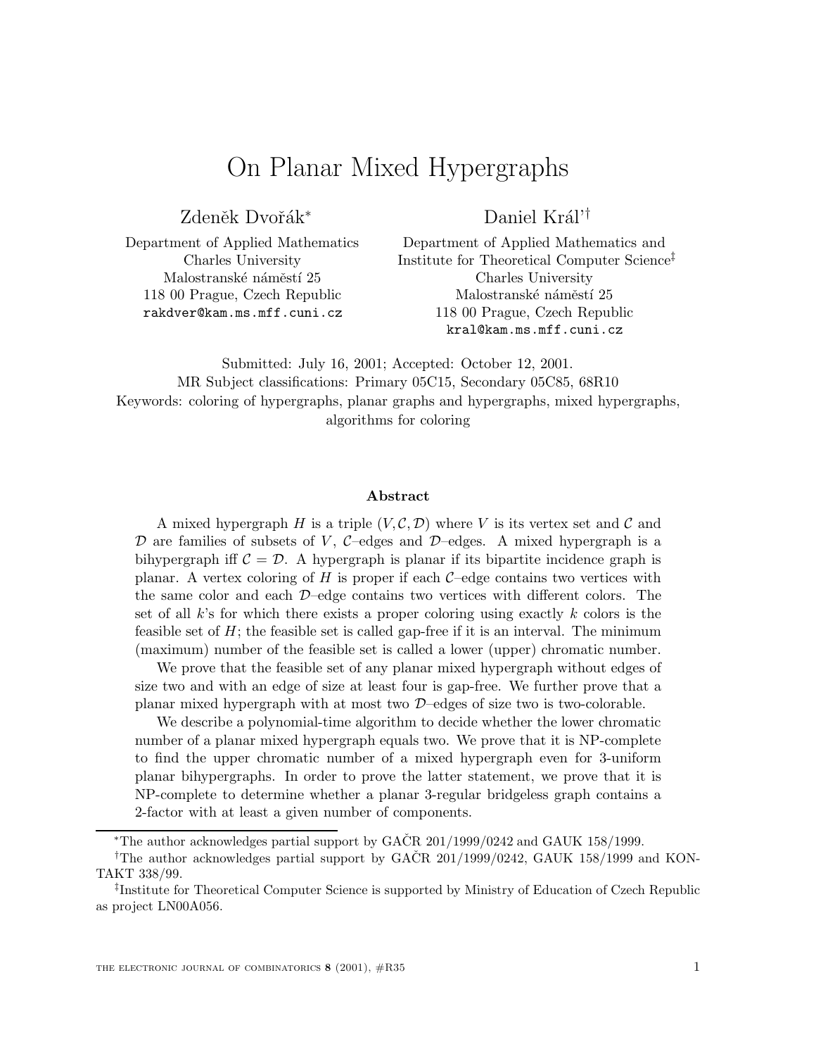# On Planar Mixed Hypergraphs

Zdeněk Dvořák*

Department of Applied Mathematics
Charles University
Malostranské náměstí 25
118 00 Prague, Czech Republic
rakdver@kam.ms.mff.cuni.cz

Daniel Král'†

Department of Applied Mathematics and
Institute for Theoretical Computer Science‡
Charles University
Malostranské náměstí 25
118 00 Prague, Czech Republic
kral@kam.ms.mff.cuni.cz

Submitted: July 16, 2001; Accepted: October 12, 2001.
MR Subject classifications: Primary 05C15, Secondary 05C85, 68R10
Keywords: coloring of hypergraphs, planar graphs and hypergraphs, mixed hypergraphs, algorithms for coloring

### Abstract

A mixed hypergraph $H$ is a triple $(V, \mathcal{C}, \mathcal{D})$ where $V$ is its vertex set and $\mathcal{C}$ and $\mathcal{D}$ are families of subsets of $V$, $\mathcal{C}$–edges and $\mathcal{D}$–edges. A mixed hypergraph is a bihypergraph iff $\mathcal{C} = \mathcal{D}$. A hypergraph is planar if its bipartite incidence graph is planar. A vertex coloring of $H$ is proper if each $\mathcal{C}$–edge contains two vertices with the same color and each $\mathcal{D}$–edge contains two vertices with different colors. The set of all $k$'s for which there exists a proper coloring using exactly $k$ colors is the feasible set of $H$; the feasible set is called gap-free if it is an interval. The minimum (maximum) number of the feasible set is called a lower (upper) chromatic number.

We prove that the feasible set of any planar mixed hypergraph without edges of size two and with an edge of size at least four is gap-free. We further prove that a planar mixed hypergraph with at most two $\mathcal{D}$–edges of size two is two-colorable.

We describe a polynomial-time algorithm to decide whether the lower chromatic number of a planar mixed hypergraph equals two. We prove that it is NP-complete to find the upper chromatic number of a mixed hypergraph even for 3-uniform planar bihypergraphs. In order to prove the latter statement, we prove that it is NP-complete to determine whether a planar 3-regular bridgeless graph contains a 2-factor with at least a given number of components.

---

*The author acknowledges partial support by GAČR 201/1999/0242 and GAUK 158/1999.

†The author acknowledges partial support by GAČR 201/1999/0242, GAUK 158/1999 and KONTAKT 338/99.

‡Institute for Theoretical Computer Science is supported by Ministry of Education of Czech Republic as project LN00A056.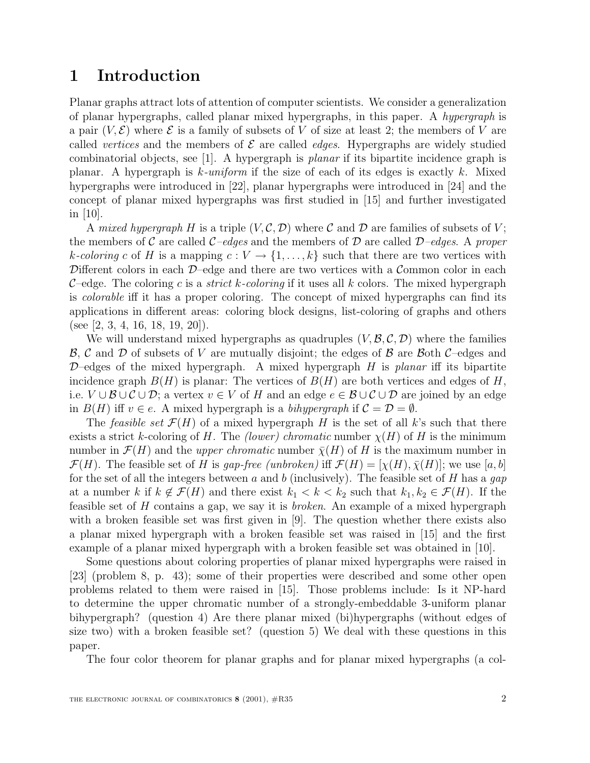# 1 Introduction

Planar graphs attract lots of attention of computer scientists. We consider a generalization of planar hypergraphs, called planar mixed hypergraphs, in this paper. A *hypergraph* is a pair $(V, \mathcal{E})$ where $\mathcal{E}$ is a family of subsets of $V$ of size at least 2; the members of $V$ are called *vertices* and the members of $\mathcal{E}$ are called *edges*. Hypergraphs are widely studied combinatorial objects, see [1]. A hypergraph is *planar* if its bipartite incidence graph is planar. A hypergraph is *k-uniform* if the size of each of its edges is exactly $k$. Mixed hypergraphs were introduced in [22], planar hypergraphs were introduced in [24] and the concept of planar mixed hypergraphs was first studied in [15] and further investigated in [10].

A *mixed hypergraph* $H$ is a triple $(V, \mathcal{C}, \mathcal{D})$ where $\mathcal{C}$ and $\mathcal{D}$ are families of subsets of $V$; the members of $\mathcal{C}$ are called *$\mathcal{C}$–edges* and the members of $\mathcal{D}$ are called *$\mathcal{D}$–edges*. A *proper $k$-coloring* $c$ of $H$ is a mapping $c : V \to \{1, \dots, k\}$ such that there are two vertices with $\mathcal{D}$ifferent colors in each $\mathcal{D}$–edge and there are two vertices with a $\mathcal{C}$ommon color in each $\mathcal{C}$–edge. The coloring $c$ is a *strict $k$-coloring* if it uses all $k$ colors. The mixed hypergraph is *colorable* iff it has a proper coloring. The concept of mixed hypergraphs can find its applications in different areas: coloring block designs, list-coloring of graphs and others (see [2, 3, 4, 16, 18, 19, 20]).

We will understand mixed hypergraphs as quadruples $(V, \mathcal{B}, \mathcal{C}, \mathcal{D})$ where the families $\mathcal{B}$, $\mathcal{C}$ and $\mathcal{D}$ of subsets of $V$ are mutually disjoint; the edges of $\mathcal{B}$ are $\mathcal{B}$oth $\mathcal{C}$–edges and $\mathcal{D}$–edges of the mixed hypergraph. A mixed hypergraph $H$ is *planar* iff its bipartite incidence graph $B(H)$ is planar: The vertices of $B(H)$ are both vertices and edges of $H$, i.e. $V \cup \mathcal{B} \cup \mathcal{C} \cup \mathcal{D}$; a vertex $v \in V$ of $H$ and an edge $e \in \mathcal{B} \cup \mathcal{C} \cup \mathcal{D}$ are joined by an edge in $B(H)$ iff $v \in e$. A mixed hypergraph is a *bihypergraph* if $\mathcal{C} = \mathcal{D} = \emptyset$.

The *feasible set* $\mathcal{F}(H)$ of a mixed hypergraph $H$ is the set of all $k$'s such that there exists a strict $k$-coloring of $H$. The *(lower) chromatic* number $\chi(H)$ of $H$ is the minimum number in $\mathcal{F}(H)$ and the *upper chromatic* number $\bar{\chi}(H)$ of $H$ is the maximum number in $\mathcal{F}(H)$. The feasible set of $H$ is *gap-free (unbroken)* iff $\mathcal{F}(H) = [\chi(H), \bar{\chi}(H)]$; we use $[a, b]$ for the set of all the integers between $a$ and $b$ (inclusively). The feasible set of $H$ has a *gap* at a number $k$ if $k \notin \mathcal{F}(H)$ and there exist $k_1 < k < k_2$ such that $k_1, k_2 \in \mathcal{F}(H)$. If the feasible set of $H$ contains a gap, we say it is *broken*. An example of a mixed hypergraph with a broken feasible set was first given in [9]. The question whether there exists also a planar mixed hypergraph with a broken feasible set was raised in [15] and the first example of a planar mixed hypergraph with a broken feasible set was obtained in [10].

Some questions about coloring properties of planar mixed hypergraphs were raised in [23] (problem 8, p. 43); some of their properties were described and some other open problems related to them were raised in [15]. Those problems include: Is it NP-hard to determine the upper chromatic number of a strongly-embeddable 3-uniform planar bihypergraph? (question 4) Are there planar mixed (bi)hypergraphs (without edges of size two) with a broken feasible set? (question 5) We deal with these questions in this paper.

The four color theorem for planar graphs and for planar mixed hypergraphs (a col-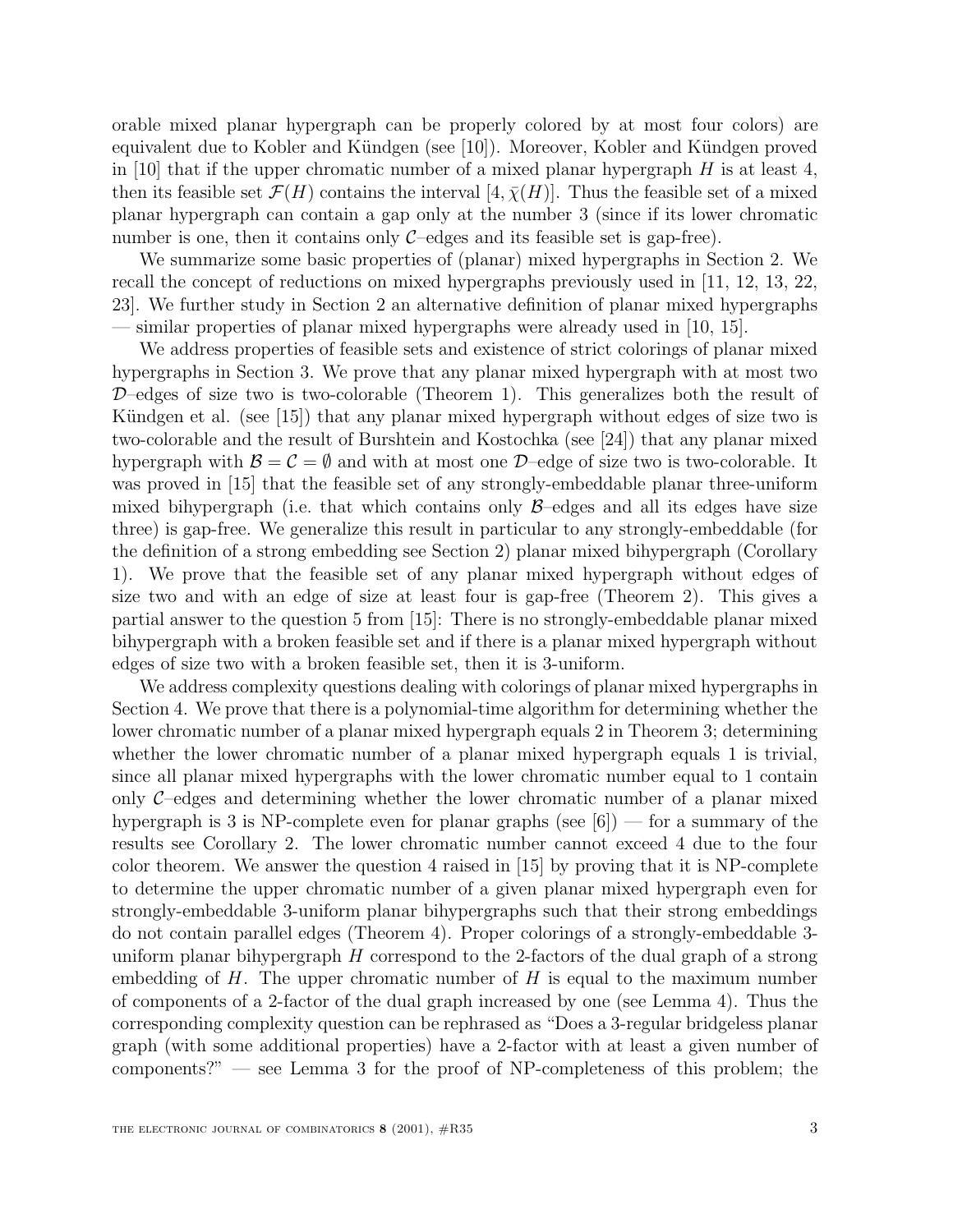orable mixed planar hypergraph can be properly colored by at most four colors) are equivalent due to Kobler and Kündgen (see [10]). Moreover, Kobler and Kündgen proved in [10] that if the upper chromatic number of a mixed planar hypergraph $H$ is at least 4, then its feasible set $\mathcal{F}(H)$ contains the interval $[4, \bar{\chi}(H)]$. Thus the feasible set of a mixed planar hypergraph can contain a gap only at the number 3 (since if its lower chromatic number is one, then it contains only $\mathcal{C}$–edges and its feasible set is gap-free).

We summarize some basic properties of (planar) mixed hypergraphs in Section 2. We recall the concept of reductions on mixed hypergraphs previously used in [11, 12, 13, 22, 23]. We further study in Section 2 an alternative definition of planar mixed hypergraphs — similar properties of planar mixed hypergraphs were already used in [10, 15].

We address properties of feasible sets and existence of strict colorings of planar mixed hypergraphs in Section 3. We prove that any planar mixed hypergraph with at most two $\mathcal{D}$–edges of size two is two-colorable (Theorem 1). This generalizes both the result of Kündgen et al. (see [15]) that any planar mixed hypergraph without edges of size two is two-colorable and the result of Burshtein and Kostochka (see [24]) that any planar mixed hypergraph with $\mathcal{B} = \mathcal{C} = \emptyset$ and with at most one $\mathcal{D}$–edge of size two is two-colorable. It was proved in [15] that the feasible set of any strongly-embeddable planar three-uniform mixed bihypergraph (i.e. that which contains only $\mathcal{B}$–edges and all its edges have size three) is gap-free. We generalize this result in particular to any strongly-embeddable (for the definition of a strong embedding see Section 2) planar mixed bihypergraph (Corollary 1). We prove that the feasible set of any planar mixed hypergraph without edges of size two and with an edge of size at least four is gap-free (Theorem 2). This gives a partial answer to the question 5 from [15]: There is no strongly-embeddable planar mixed bihypergraph with a broken feasible set and if there is a planar mixed hypergraph without edges of size two with a broken feasible set, then it is 3-uniform.

We address complexity questions dealing with colorings of planar mixed hypergraphs in Section 4. We prove that there is a polynomial-time algorithm for determining whether the lower chromatic number of a planar mixed hypergraph equals 2 in Theorem 3; determining whether the lower chromatic number of a planar mixed hypergraph equals 1 is trivial, since all planar mixed hypergraphs with the lower chromatic number equal to 1 contain only $\mathcal{C}$–edges and determining whether the lower chromatic number of a planar mixed hypergraph is 3 is NP-complete even for planar graphs (see [6]) — for a summary of the results see Corollary 2. The lower chromatic number cannot exceed 4 due to the four color theorem. We answer the question 4 raised in [15] by proving that it is NP-complete to determine the upper chromatic number of a given planar mixed hypergraph even for strongly-embeddable 3-uniform planar bihypergraphs such that their strong embeddings do not contain parallel edges (Theorem 4). Proper colorings of a strongly-embeddable 3-uniform planar bihypergraph $H$ correspond to the 2-factors of the dual graph of a strong embedding of $H$. The upper chromatic number of $H$ is equal to the maximum number of components of a 2-factor of the dual graph increased by one (see Lemma 4). Thus the corresponding complexity question can be rephrased as "Does a 3-regular bridgeless planar graph (with some additional properties) have a 2-factor with at least a given number of components?" — see Lemma 3 for the proof of NP-completeness of this problem; the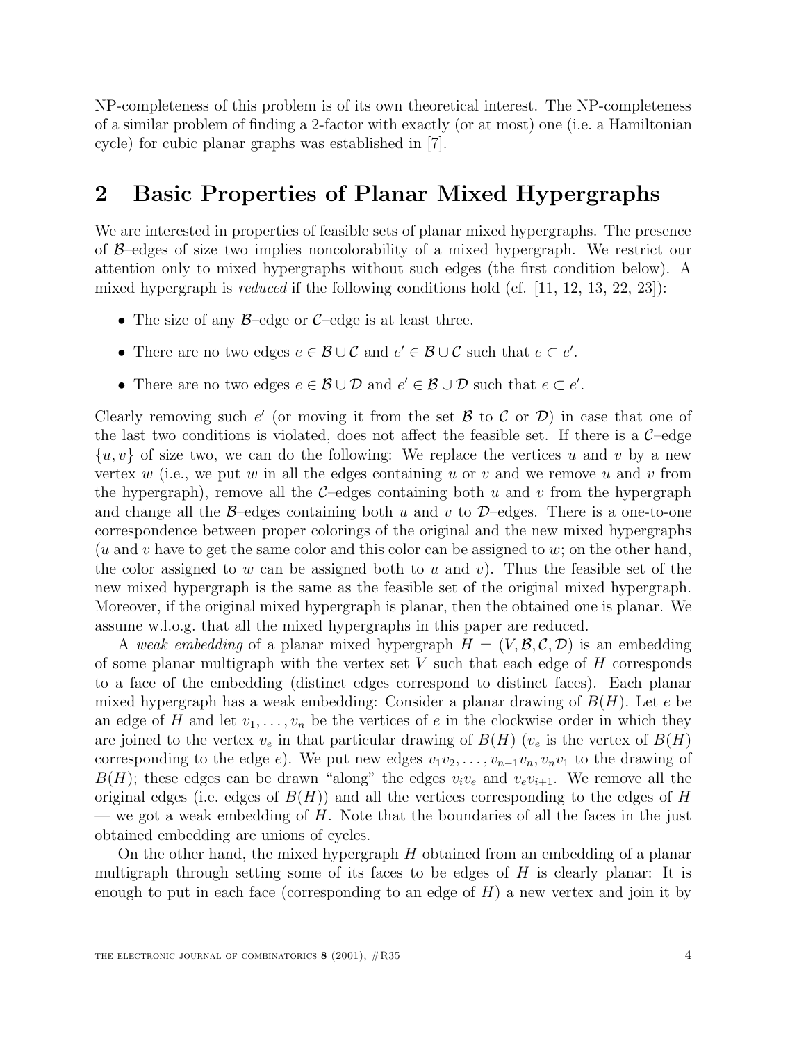NP-completeness of this problem is of its own theoretical interest. The NP-completeness of a similar problem of finding a 2-factor with exactly (or at most) one (i.e. a Hamiltonian cycle) for cubic planar graphs was established in [7].

## 2 Basic Properties of Planar Mixed Hypergraphs

We are interested in properties of feasible sets of planar mixed hypergraphs. The presence of $\mathcal{B}$–edges of size two implies noncolorability of a mixed hypergraph. We restrict our attention only to mixed hypergraphs without such edges (the first condition below). A mixed hypergraph is *reduced* if the following conditions hold (cf. [11, 12, 13, 22, 23]):

- The size of any $\mathcal{B}$–edge or $\mathcal{C}$–edge is at least three.
- There are no two edges $e \in \mathcal{B} \cup \mathcal{C}$ and $e' \in \mathcal{B} \cup \mathcal{C}$ such that $e \subset e'$.
- There are no two edges $e \in \mathcal{B} \cup \mathcal{D}$ and $e' \in \mathcal{B} \cup \mathcal{D}$ such that $e \subset e'$.

Clearly removing such $e'$ (or moving it from the set $\mathcal{B}$ to $\mathcal{C}$ or $\mathcal{D}$) in case that one of the last two conditions is violated, does not affect the feasible set. If there is a $\mathcal{C}$–edge $\{u, v\}$ of size two, we can do the following: We replace the vertices $u$ and $v$ by a new vertex $w$ (i.e., we put $w$ in all the edges containing $u$ or $v$ and we remove $u$ and $v$ from the hypergraph), remove all the $\mathcal{C}$–edges containing both $u$ and $v$ from the hypergraph and change all the $\mathcal{B}$–edges containing both $u$ and $v$ to $\mathcal{D}$–edges. There is a one-to-one correspondence between proper colorings of the original and the new mixed hypergraphs ($u$ and $v$ have to get the same color and this color can be assigned to $w$; on the other hand, the color assigned to $w$ can be assigned both to $u$ and $v$). Thus the feasible set of the new mixed hypergraph is the same as the feasible set of the original mixed hypergraph. Moreover, if the original mixed hypergraph is planar, then the obtained one is planar. We assume w.l.o.g. that all the mixed hypergraphs in this paper are reduced.

A *weak embedding* of a planar mixed hypergraph $H = (V, \mathcal{B}, \mathcal{C}, \mathcal{D})$ is an embedding of some planar multigraph with the vertex set $V$ such that each edge of $H$ corresponds to a face of the embedding (distinct edges correspond to distinct faces). Each planar mixed hypergraph has a weak embedding: Consider a planar drawing of $B(H)$. Let $e$ be an edge of $H$ and let $v_1, \ldots, v_n$ be the vertices of $e$ in the clockwise order in which they are joined to the vertex $v_e$ in that particular drawing of $B(H)$ ($v_e$ is the vertex of $B(H)$ corresponding to the edge $e$). We put new edges $v_1v_2, \ldots, v_{n-1}v_n, v_nv_1$ to the drawing of $B(H)$; these edges can be drawn "along" the edges $v_iv_e$ and $v_ev_{i+1}$. We remove all the original edges (i.e. edges of $B(H)$) and all the vertices corresponding to the edges of $H$ — we got a weak embedding of $H$. Note that the boundaries of all the faces in the just obtained embedding are unions of cycles.

On the other hand, the mixed hypergraph $H$ obtained from an embedding of a planar multigraph through setting some of its faces to be edges of $H$ is clearly planar: It is enough to put in each face (corresponding to an edge of $H$) a new vertex and join it by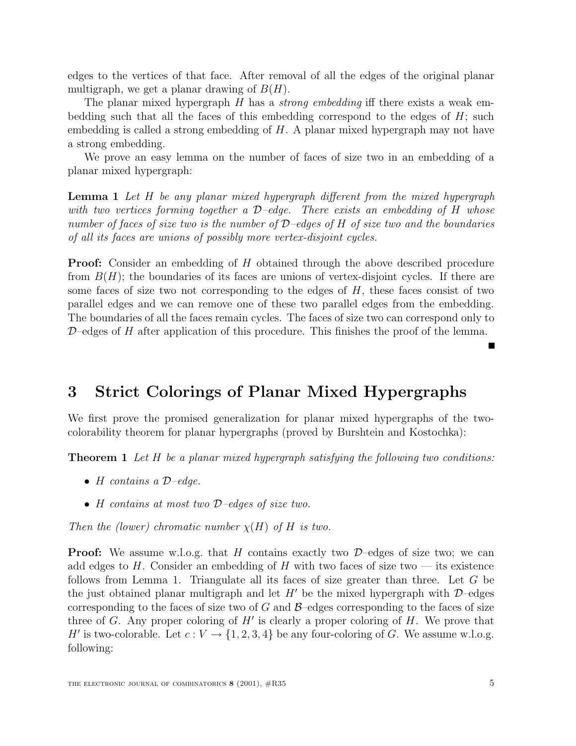edges to the vertices of that face. After removal of all the edges of the original planar multigraph, we get a planar drawing of $B(H)$.

The planar mixed hypergraph $H$ has a *strong embedding* iff there exists a weak embedding such that all the faces of this embedding correspond to the edges of $H$; such embedding is called a strong embedding of $H$. A planar mixed hypergraph may not have a strong embedding.

We prove an easy lemma on the number of faces of size two in an embedding of a planar mixed hypergraph:

**Lemma 1** *Let $H$ be any planar mixed hypergraph different from the mixed hypergraph with two vertices forming together a $\mathcal{D}$–edge. There exists an embedding of $H$ whose number of faces of size two is the number of $\mathcal{D}$–edges of $H$ of size two and the boundaries of all its faces are unions of possibly more vertex-disjoint cycles.*

**Proof:** Consider an embedding of $H$ obtained through the above described procedure from $B(H)$; the boundaries of its faces are unions of vertex-disjoint cycles. If there are some faces of size two not corresponding to the edges of $H$, these faces consist of two parallel edges and we can remove one of these two parallel edges from the embedding. The boundaries of all the faces remain cycles. The faces of size two can correspond only to $\mathcal{D}$–edges of $H$ after application of this procedure. This finishes the proof of the lemma. ∎

## 3 Strict Colorings of Planar Mixed Hypergraphs

We first prove the promised generalization for planar mixed hypergraphs of the two-colorability theorem for planar hypergraphs (proved by Burshtein and Kostochka):

**Theorem 1** *Let $H$ be a planar mixed hypergraph satisfying the following two conditions:*

- *$H$ contains a $\mathcal{D}$–edge.*
- *$H$ contains at most two $\mathcal{D}$–edges of size two.*

*Then the (lower) chromatic number $\chi(H)$ of $H$ is two.*

**Proof:** We assume w.l.o.g. that $H$ contains exactly two $\mathcal{D}$–edges of size two; we can add edges to $H$. Consider an embedding of $H$ with two faces of size two — its existence follows from Lemma 1. Triangulate all its faces of size greater than three. Let $G$ be the just obtained planar multigraph and let $H'$ be the mixed hypergraph with $\mathcal{D}$–edges corresponding to the faces of size two of $G$ and $\mathcal{B}$–edges corresponding to the faces of size three of $G$. Any proper coloring of $H'$ is clearly a proper coloring of $H$. We prove that $H'$ is two-colorable. Let $c : V \to \{1, 2, 3, 4\}$ be any four-coloring of $G$. We assume w.l.o.g. following: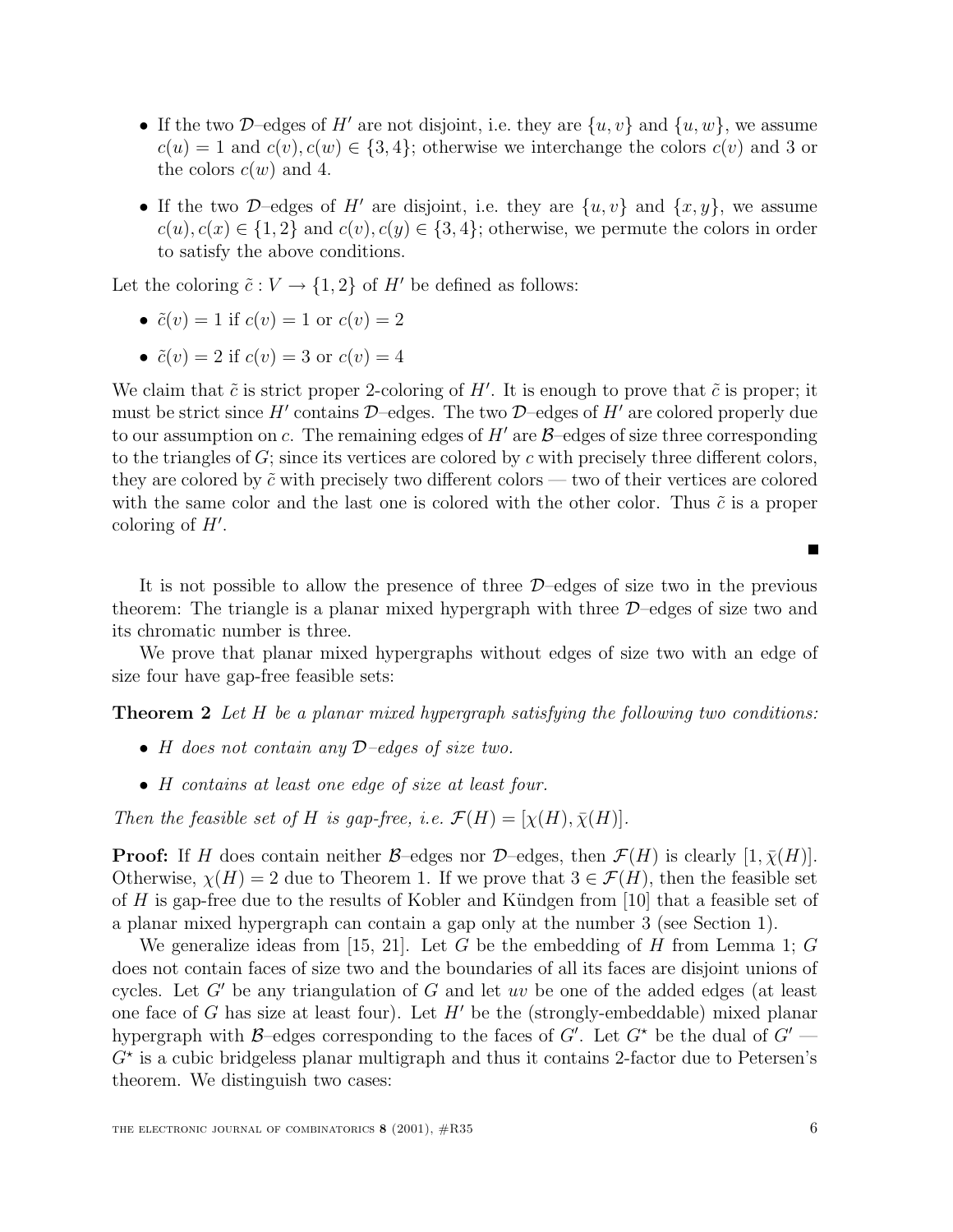- If the two $\mathcal{D}$–edges of $H'$ are not disjoint, i.e. they are $\{u, v\}$ and $\{u, w\}$, we assume $c(u) = 1$ and $c(v), c(w) \in \{3, 4\}$; otherwise we interchange the colors $c(v)$ and 3 or the colors $c(w)$ and 4.
- If the two $\mathcal{D}$–edges of $H'$ are disjoint, i.e. they are $\{u, v\}$ and $\{x, y\}$, we assume $c(u), c(x) \in \{1, 2\}$ and $c(v), c(y) \in \{3, 4\}$; otherwise, we permute the colors in order to satisfy the above conditions.

Let the coloring $\tilde{c} : V \to \{1, 2\}$ of $H'$ be defined as follows:

- $\tilde{c}(v) = 1$ if $c(v) = 1$ or $c(v) = 2$
- $\tilde{c}(v) = 2$ if $c(v) = 3$ or $c(v) = 4$

We claim that $\tilde{c}$ is strict proper 2-coloring of $H'$. It is enough to prove that $\tilde{c}$ is proper; it must be strict since $H'$ contains $\mathcal{D}$–edges. The two $\mathcal{D}$–edges of $H'$ are colored properly due to our assumption on $c$. The remaining edges of $H'$ are $\mathcal{B}$–edges of size three corresponding to the triangles of $G$; since its vertices are colored by $c$ with precisely three different colors, they are colored by $\tilde{c}$ with precisely two different colors — two of their vertices are colored with the same color and the last one is colored with the other color. Thus $\tilde{c}$ is a proper coloring of $H'$.

■

It is not possible to allow the presence of three $\mathcal{D}$–edges of size two in the previous theorem: The triangle is a planar mixed hypergraph with three $\mathcal{D}$–edges of size two and its chromatic number is three.

We prove that planar mixed hypergraphs without edges of size two with an edge of size four have gap-free feasible sets:

**Theorem 2** *Let $H$ be a planar mixed hypergraph satisfying the following two conditions:*

- *$H$ does not contain any $\mathcal{D}$–edges of size two.*
- *$H$ contains at least one edge of size at least four.*

*Then the feasible set of $H$ is gap-free, i.e. $\mathcal{F}(H) = [\chi(H), \bar{\chi}(H)]$.*

**Proof:** If $H$ does contain neither $\mathcal{B}$–edges nor $\mathcal{D}$–edges, then $\mathcal{F}(H)$ is clearly $[1, \bar{\chi}(H)]$. Otherwise, $\chi(H) = 2$ due to Theorem 1. If we prove that $3 \in \mathcal{F}(H)$, then the feasible set of $H$ is gap-free due to the results of Kobler and Kündgen from [10] that a feasible set of a planar mixed hypergraph can contain a gap only at the number 3 (see Section 1).

We generalize ideas from [15, 21]. Let $G$ be the embedding of $H$ from Lemma 1; $G$ does not contain faces of size two and the boundaries of all its faces are disjoint unions of cycles. Let $G'$ be any triangulation of $G$ and let $uv$ be one of the added edges (at least one face of $G$ has size at least four). Let $H'$ be the (strongly-embeddable) mixed planar hypergraph with $\mathcal{B}$–edges corresponding to the faces of $G'$. Let $G^\star$ be the dual of $G'$ — $G^\star$ is a cubic bridgeless planar multigraph and thus it contains 2-factor due to Petersen's theorem. We distinguish two cases: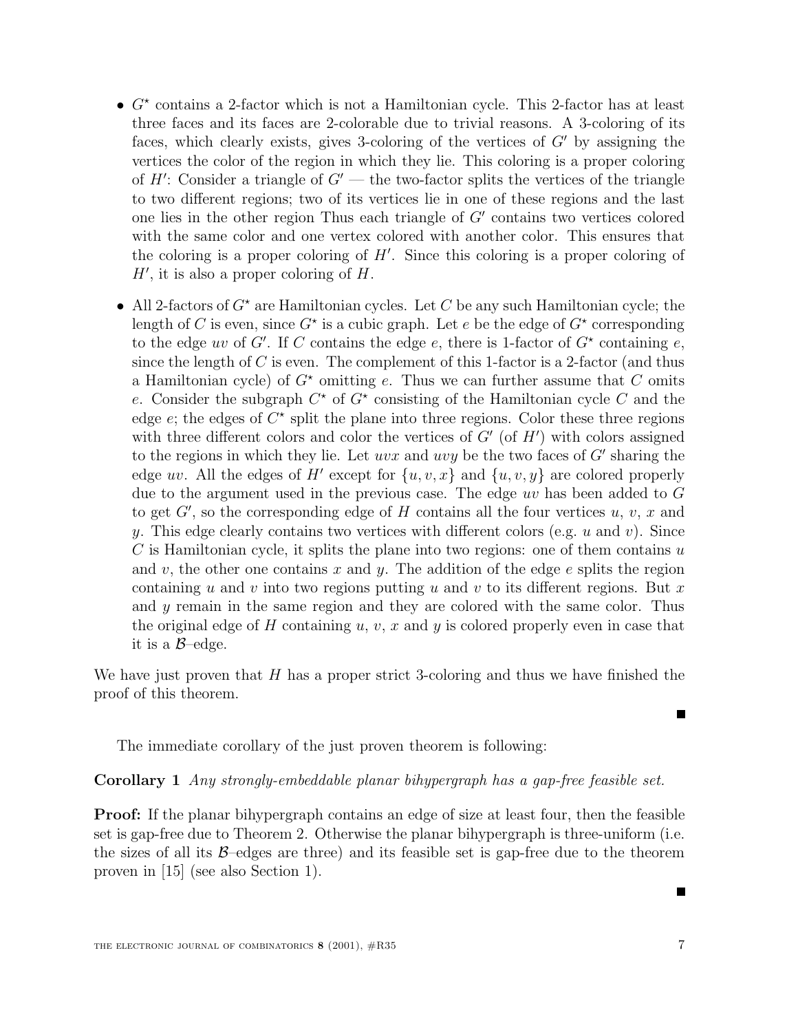- $G^\star$ contains a 2-factor which is not a Hamiltonian cycle. This 2-factor has at least three faces and its faces are 2-colorable due to trivial reasons. A 3-coloring of its faces, which clearly exists, gives 3-coloring of the vertices of $G'$ by assigning the vertices the color of the region in which they lie. This coloring is a proper coloring of $H'$: Consider a triangle of $G'$ — the two-factor splits the vertices of the triangle to two different regions; two of its vertices lie in one of these regions and the last one lies in the other region Thus each triangle of $G'$ contains two vertices colored with the same color and one vertex colored with another color. This ensures that the coloring is a proper coloring of $H'$. Since this coloring is a proper coloring of $H'$, it is also a proper coloring of $H$.

- All 2-factors of $G^\star$ are Hamiltonian cycles. Let $C$ be any such Hamiltonian cycle; the length of $C$ is even, since $G^\star$ is a cubic graph. Let $e$ be the edge of $G^\star$ corresponding to the edge $uv$ of $G'$. If $C$ contains the edge $e$, there is 1-factor of $G^\star$ containing $e$, since the length of $C$ is even. The complement of this 1-factor is a 2-factor (and thus a Hamiltonian cycle) of $G^\star$ omitting $e$. Thus we can further assume that $C$ omits $e$. Consider the subgraph $C^\star$ of $G^\star$ consisting of the Hamiltonian cycle $C$ and the edge $e$; the edges of $C^\star$ split the plane into three regions. Color these three regions with three different colors and color the vertices of $G'$ (of $H'$) with colors assigned to the regions in which they lie. Let $uvx$ and $uvy$ be the two faces of $G'$ sharing the edge $uv$. All the edges of $H'$ except for $\{u, v, x\}$ and $\{u, v, y\}$ are colored properly due to the argument used in the previous case. The edge $uv$ has been added to $G$ to get $G'$, so the corresponding edge of $H$ contains all the four vertices $u$, $v$, $x$ and $y$. This edge clearly contains two vertices with different colors (e.g. $u$ and $v$). Since $C$ is Hamiltonian cycle, it splits the plane into two regions: one of them contains $u$ and $v$, the other one contains $x$ and $y$. The addition of the edge $e$ splits the region containing $u$ and $v$ into two regions putting $u$ and $v$ to its different regions. But $x$ and $y$ remain in the same region and they are colored with the same color. Thus the original edge of $H$ containing $u$, $v$, $x$ and $y$ is colored properly even in case that it is a $\mathcal{B}$–edge.

We have just proven that $H$ has a proper strict 3-coloring and thus we have finished the proof of this theorem.

■

The immediate corollary of the just proven theorem is following:

**Corollary 1** *Any strongly-embeddable planar bihypergraph has a gap-free feasible set.*

**Proof:** If the planar bihypergraph contains an edge of size at least four, then the feasible set is gap-free due to Theorem 2. Otherwise the planar bihypergraph is three-uniform (i.e. the sizes of all its $\mathcal{B}$–edges are three) and its feasible set is gap-free due to the theorem proven in [15] (see also Section 1).

■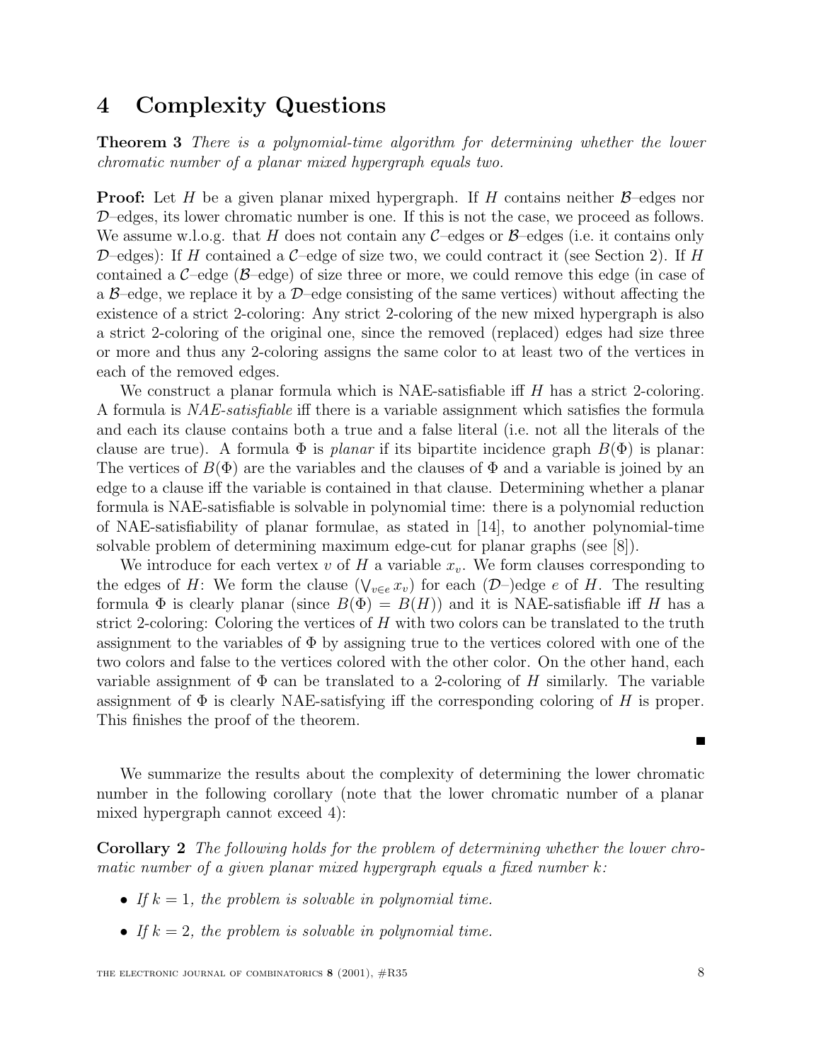# 4 Complexity Questions

**Theorem 3** *There is a polynomial-time algorithm for determining whether the lower chromatic number of a planar mixed hypergraph equals two.*

**Proof:** Let $H$ be a given planar mixed hypergraph. If $H$ contains neither $\mathcal{B}$–edges nor $\mathcal{D}$–edges, its lower chromatic number is one. If this is not the case, we proceed as follows. We assume w.l.o.g. that $H$ does not contain any $\mathcal{C}$–edges or $\mathcal{B}$–edges (i.e. it contains only $\mathcal{D}$–edges): If $H$ contained a $\mathcal{C}$–edge of size two, we could contract it (see Section 2). If $H$ contained a $\mathcal{C}$–edge ($\mathcal{B}$–edge) of size three or more, we could remove this edge (in case of a $\mathcal{B}$–edge, we replace it by a $\mathcal{D}$–edge consisting of the same vertices) without affecting the existence of a strict 2-coloring: Any strict 2-coloring of the new mixed hypergraph is also a strict 2-coloring of the original one, since the removed (replaced) edges had size three or more and thus any 2-coloring assigns the same color to at least two of the vertices in each of the removed edges.

We construct a planar formula which is NAE-satisfiable iff $H$ has a strict 2-coloring. A formula is *NAE-satisfiable* iff there is a variable assignment which satisfies the formula and each its clause contains both a true and a false literal (i.e. not all the literals of the clause are true). A formula $\Phi$ is *planar* if its bipartite incidence graph $B(\Phi)$ is planar: The vertices of $B(\Phi)$ are the variables and the clauses of $\Phi$ and a variable is joined by an edge to a clause iff the variable is contained in that clause. Determining whether a planar formula is NAE-satisfiable is solvable in polynomial time: there is a polynomial reduction of NAE-satisfiability of planar formulae, as stated in [14], to another polynomial-time solvable problem of determining maximum edge-cut for planar graphs (see [8]).

We introduce for each vertex $v$ of $H$ a variable $x_v$. We form clauses corresponding to the edges of $H$: We form the clause $(\bigvee_{v \in e} x_v)$ for each ($\mathcal{D}$–)edge $e$ of $H$. The resulting formula $\Phi$ is clearly planar (since $B(\Phi) = B(H)$) and it is NAE-satisfiable iff $H$ has a strict 2-coloring: Coloring the vertices of $H$ with two colors can be translated to the truth assignment to the variables of $\Phi$ by assigning true to the vertices colored with one of the two colors and false to the vertices colored with the other color. On the other hand, each variable assignment of $\Phi$ can be translated to a 2-coloring of $H$ similarly. The variable assignment of $\Phi$ is clearly NAE-satisfying iff the corresponding coloring of $H$ is proper. This finishes the proof of the theorem.

■

We summarize the results about the complexity of determining the lower chromatic number in the following corollary (note that the lower chromatic number of a planar mixed hypergraph cannot exceed 4):

**Corollary 2** *The following holds for the problem of determining whether the lower chromatic number of a given planar mixed hypergraph equals a fixed number $k$:*

- *If $k = 1$, the problem is solvable in polynomial time.*
- *If $k = 2$, the problem is solvable in polynomial time.*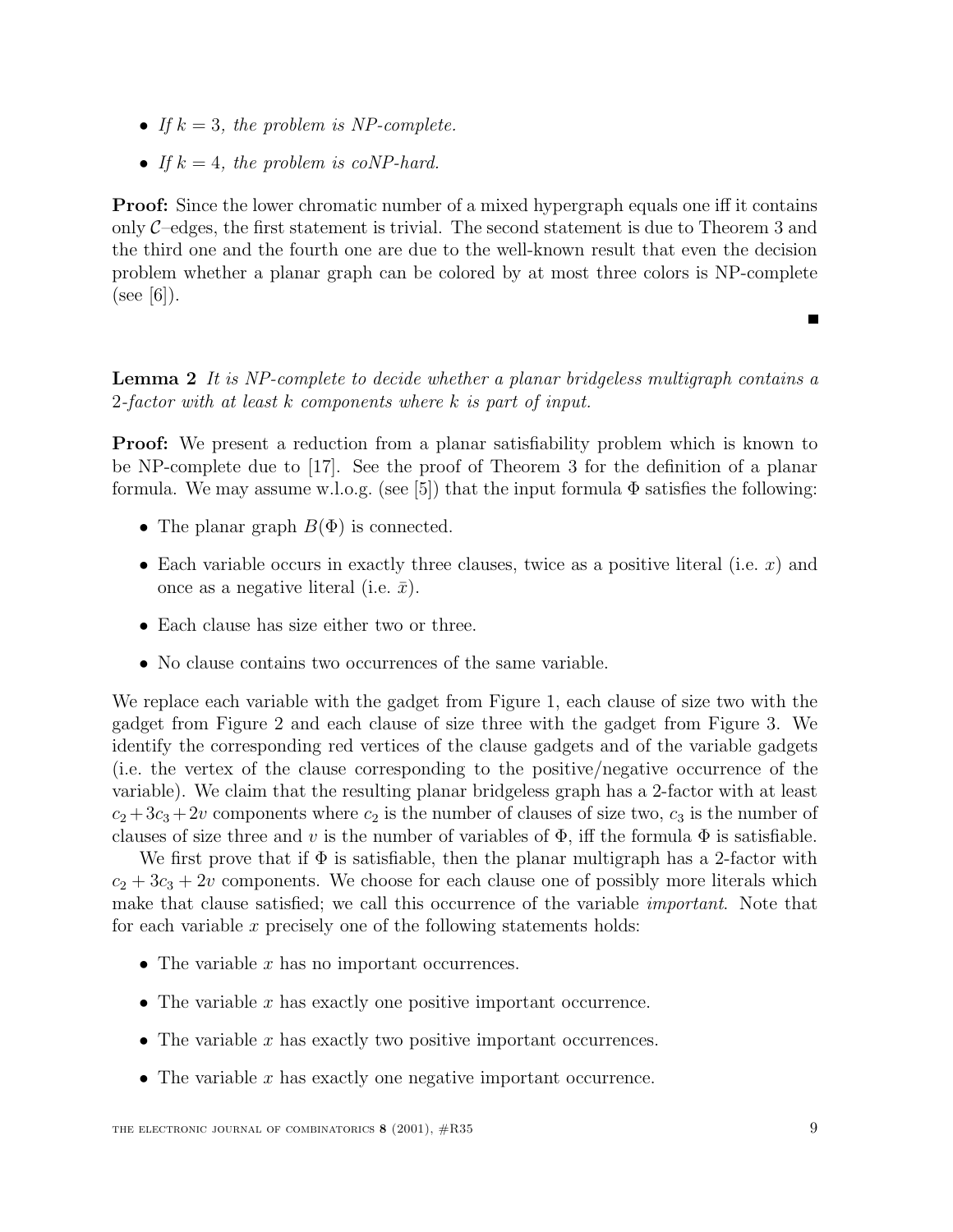- *If $k = 3$, the problem is NP-complete.*
- *If $k = 4$, the problem is coNP-hard.*

**Proof:** Since the lower chromatic number of a mixed hypergraph equals one iff it contains only $\mathcal{C}$–edges, the first statement is trivial. The second statement is due to Theorem 3 and the third one and the fourth one are due to the well-known result that even the decision problem whether a planar graph can be colored by at most three colors is NP-complete (see [6]).

■

**Lemma 2** *It is NP-complete to decide whether a planar bridgeless multigraph contains a 2-factor with at least $k$ components where $k$ is part of input.*

**Proof:** We present a reduction from a planar satisfiability problem which is known to be NP-complete due to [17]. See the proof of Theorem 3 for the definition of a planar formula. We may assume w.l.o.g. (see [5]) that the input formula $\Phi$ satisfies the following:

- The planar graph $B(\Phi)$ is connected.
- Each variable occurs in exactly three clauses, twice as a positive literal (i.e. $x$) and once as a negative literal (i.e. $\bar{x}$).
- Each clause has size either two or three.
- No clause contains two occurrences of the same variable.

We replace each variable with the gadget from Figure 1, each clause of size two with the gadget from Figure 2 and each clause of size three with the gadget from Figure 3. We identify the corresponding red vertices of the clause gadgets and of the variable gadgets (i.e. the vertex of the clause corresponding to the positive/negative occurrence of the variable). We claim that the resulting planar bridgeless graph has a 2-factor with at least $c_2 + 3c_3 + 2v$ components where $c_2$ is the number of clauses of size two, $c_3$ is the number of clauses of size three and $v$ is the number of variables of $\Phi$, iff the formula $\Phi$ is satisfiable.

We first prove that if $\Phi$ is satisfiable, then the planar multigraph has a 2-factor with $c_2 + 3c_3 + 2v$ components. We choose for each clause one of possibly more literals which make that clause satisfied; we call this occurrence of the variable *important*. Note that for each variable $x$ precisely one of the following statements holds:

- The variable $x$ has no important occurrences.
- The variable $x$ has exactly one positive important occurrence.
- The variable $x$ has exactly two positive important occurrences.
- The variable $x$ has exactly one negative important occurrence.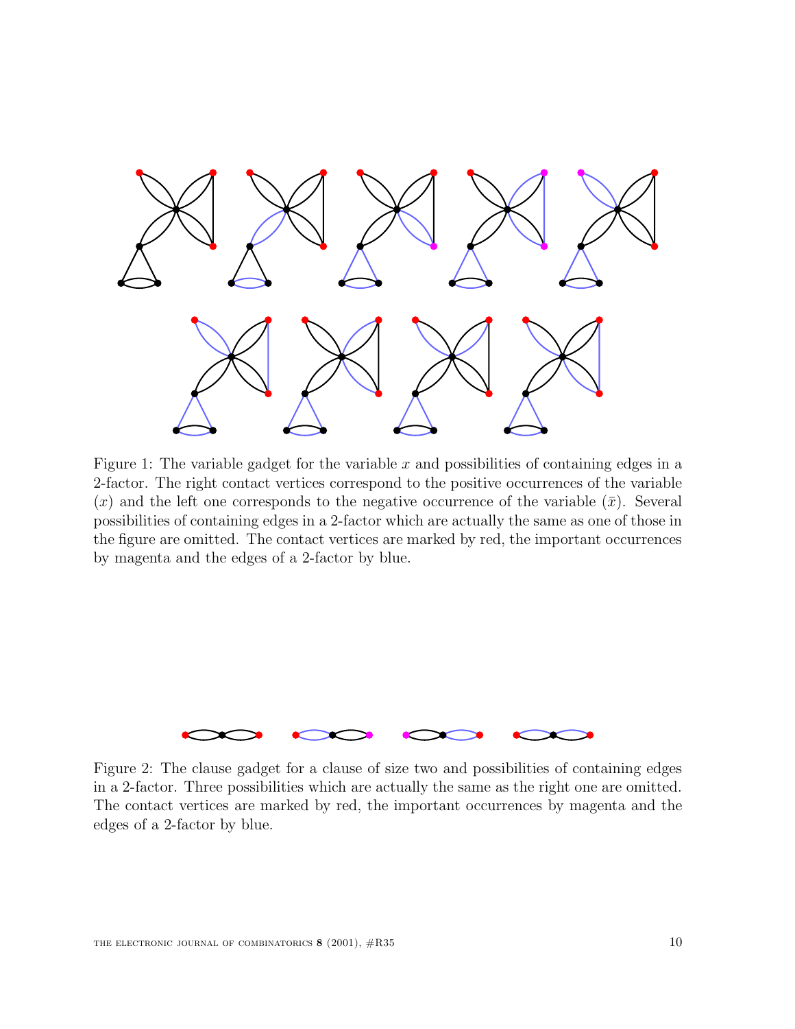Figure 1: The variable gadget for the variable $x$ and possibilities of containing edges in a 2-factor. The right contact vertices correspond to the positive occurrences of the variable ($x$) and the left one corresponds to the negative occurrence of the variable ($\bar{x}$). Several possibilities of containing edges in a 2-factor which are actually the same as one of those in the figure are omitted. The contact vertices are marked by red, the important occurrences by magenta and the edges of a 2-factor by blue.

Figure 2: The clause gadget for a clause of size two and possibilities of containing edges in a 2-factor. Three possibilities which are actually the same as the right one are omitted. The contact vertices are marked by red, the important occurrences by magenta and the edges of a 2-factor by blue.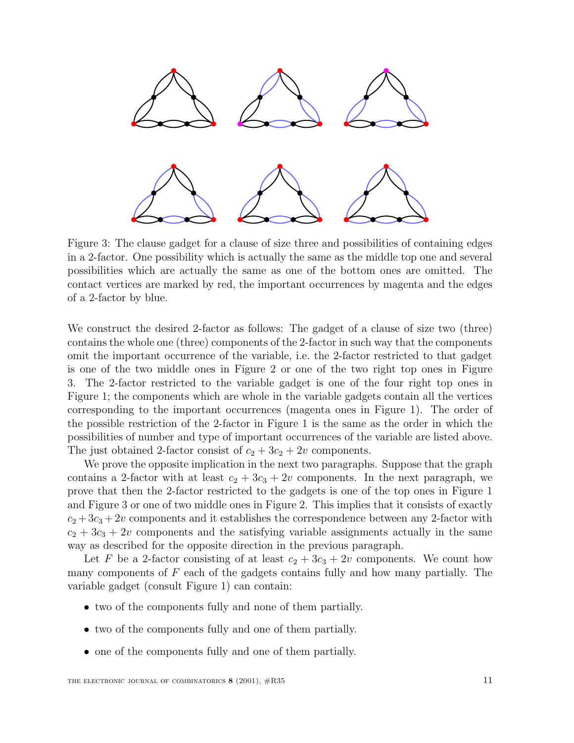Figure 3: The clause gadget for a clause of size three and possibilities of containing edges in a 2-factor. One possibility which is actually the same as the middle top one and several possibilities which are actually the same as one of the bottom ones are omitted. The contact vertices are marked by red, the important occurrences by magenta and the edges of a 2-factor by blue.

We construct the desired 2-factor as follows: The gadget of a clause of size two (three) contains the whole one (three) components of the 2-factor in such way that the components omit the important occurrence of the variable, i.e. the 2-factor restricted to that gadget is one of the two middle ones in Figure 2 or one of the two right top ones in Figure 3. The 2-factor restricted to the variable gadget is one of the four right top ones in Figure 1; the components which are whole in the variable gadgets contain all the vertices corresponding to the important occurrences (magenta ones in Figure 1). The order of the possible restriction of the 2-factor in Figure 1 is the same as the order in which the possibilities of number and type of important occurrences of the variable are listed above. The just obtained 2-factor consist of $c_2 + 3c_2 + 2v$ components.

We prove the opposite implication in the next two paragraphs. Suppose that the graph contains a 2-factor with at least $c_2 + 3c_3 + 2v$ components. In the next paragraph, we prove that then the 2-factor restricted to the gadgets is one of the top ones in Figure 1 and Figure 3 or one of two middle ones in Figure 2. This implies that it consists of exactly $c_2 + 3c_3 + 2v$ components and it establishes the correspondence between any 2-factor with $c_2 + 3c_3 + 2v$ components and the satisfying variable assignments actually in the same way as described for the opposite direction in the previous paragraph.

Let $F$ be a 2-factor consisting of at least $c_2 + 3c_3 + 2v$ components. We count how many components of $F$ each of the gadgets contains fully and how many partially. The variable gadget (consult Figure 1) can contain:

- two of the components fully and none of them partially.
- two of the components fully and one of them partially.
- one of the components fully and one of them partially.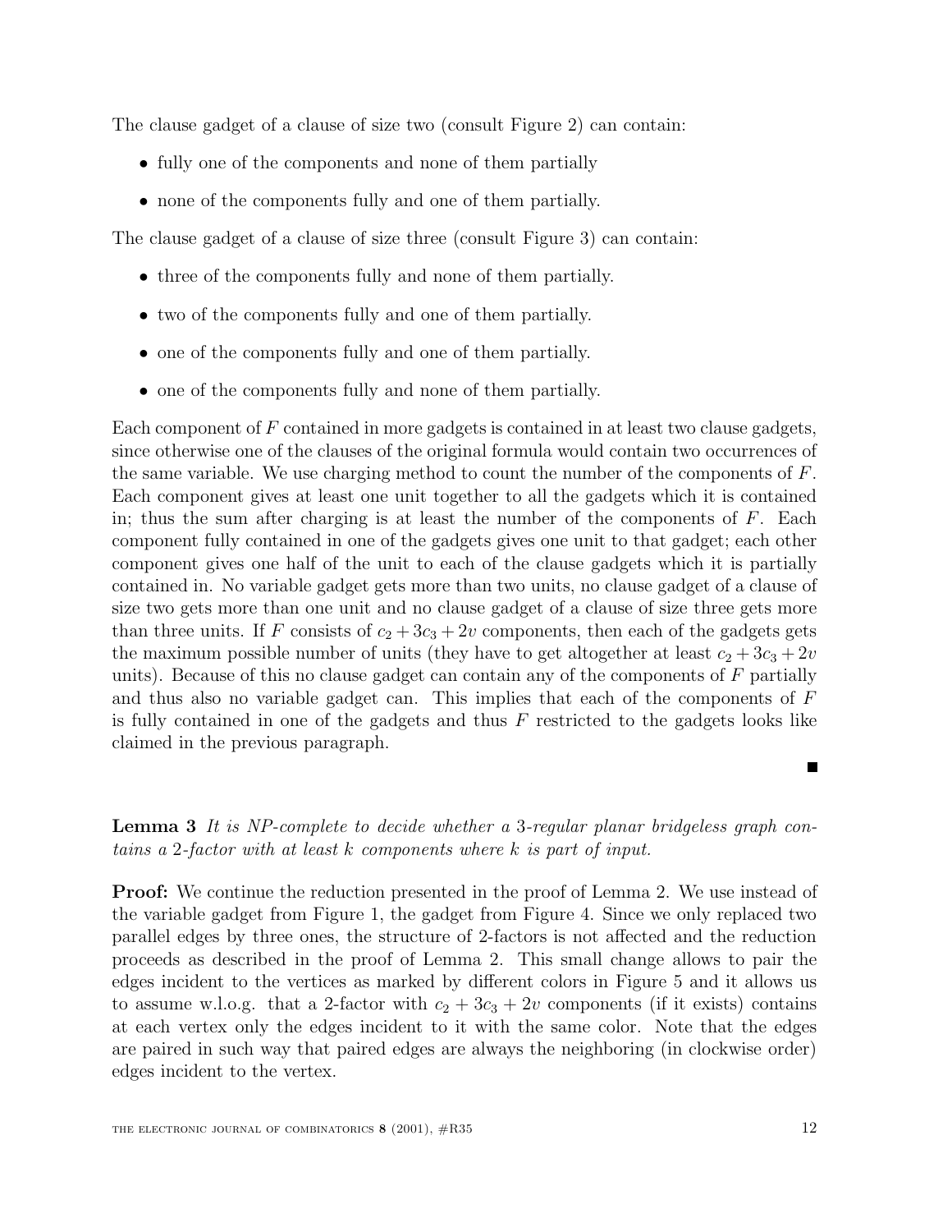The clause gadget of a clause of size two (consult Figure 2) can contain:

- fully one of the components and none of them partially
- none of the components fully and one of them partially.

The clause gadget of a clause of size three (consult Figure 3) can contain:

- three of the components fully and none of them partially.
- two of the components fully and one of them partially.
- one of the components fully and one of them partially.
- one of the components fully and none of them partially.

Each component of $F$ contained in more gadgets is contained in at least two clause gadgets, since otherwise one of the clauses of the original formula would contain two occurrences of the same variable. We use charging method to count the number of the components of $F$. Each component gives at least one unit together to all the gadgets which it is contained in; thus the sum after charging is at least the number of the components of $F$. Each component fully contained in one of the gadgets gives one unit to that gadget; each other component gives one half of the unit to each of the clause gadgets which it is partially contained in. No variable gadget gets more than two units, no clause gadget of a clause of size two gets more than one unit and no clause gadget of a clause of size three gets more than three units. If $F$ consists of $c_2 + 3c_3 + 2v$ components, then each of the gadgets gets the maximum possible number of units (they have to get altogether at least $c_2 + 3c_3 + 2v$ units). Because of this no clause gadget can contain any of the components of $F$ partially and thus also no variable gadget can. This implies that each of the components of $F$ is fully contained in one of the gadgets and thus $F$ restricted to the gadgets looks like claimed in the previous paragraph.

■

**Lemma 3** *It is NP-complete to decide whether a 3-regular planar bridgeless graph contains a 2-factor with at least $k$ components where $k$ is part of input.*

**Proof:** We continue the reduction presented in the proof of Lemma 2. We use instead of the variable gadget from Figure 1, the gadget from Figure 4. Since we only replaced two parallel edges by three ones, the structure of 2-factors is not affected and the reduction proceeds as described in the proof of Lemma 2. This small change allows to pair the edges incident to the vertices as marked by different colors in Figure 5 and it allows us to assume w.l.o.g. that a 2-factor with $c_2 + 3c_3 + 2v$ components (if it exists) contains at each vertex only the edges incident to it with the same color. Note that the edges are paired in such way that paired edges are always the neighboring (in clockwise order) edges incident to the vertex.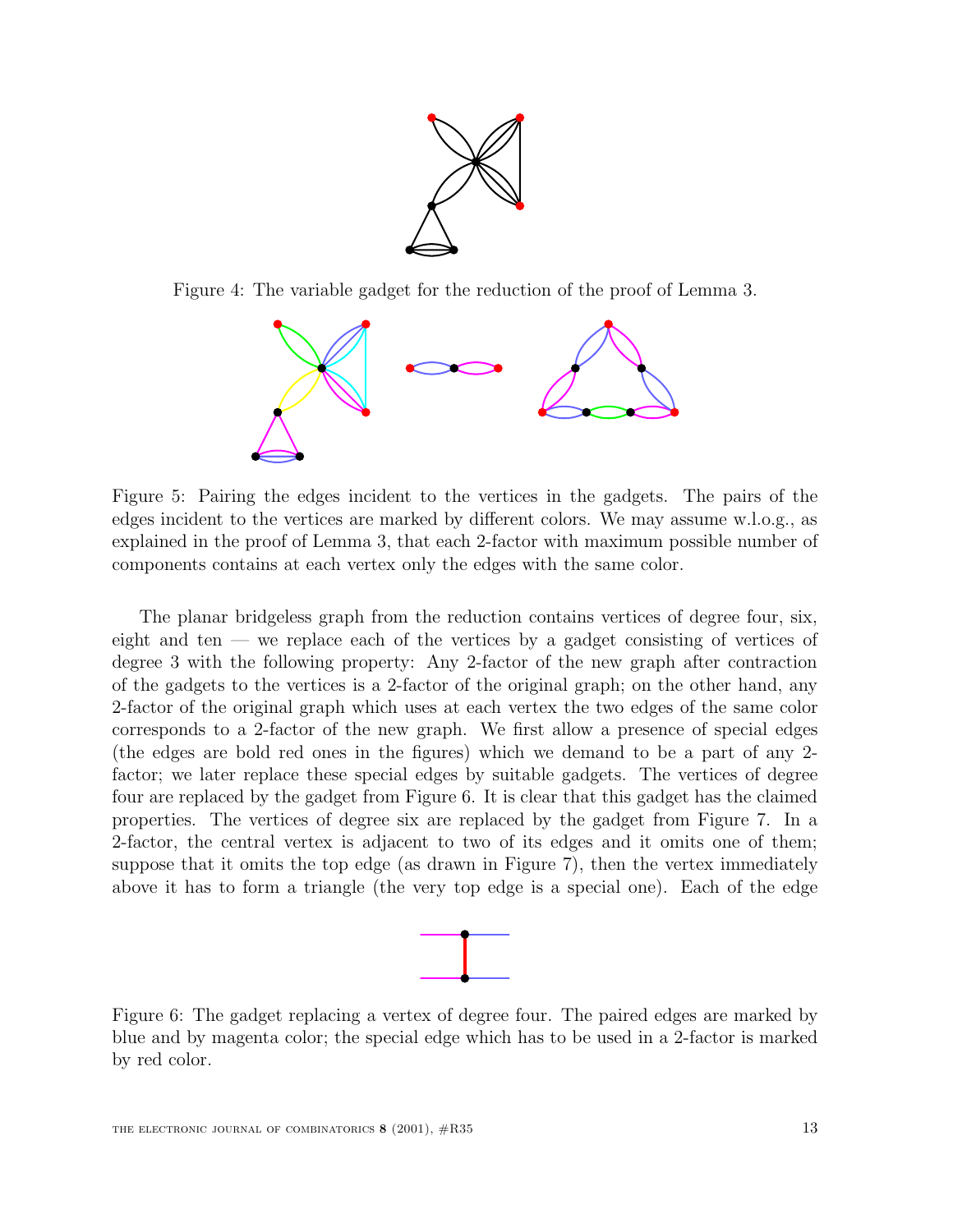Figure 4: The variable gadget for the reduction of the proof of Lemma 3.

Figure 5: Pairing the edges incident to the vertices in the gadgets. The pairs of the edges incident to the vertices are marked by different colors. We may assume w.l.o.g., as explained in the proof of Lemma 3, that each 2-factor with maximum possible number of components contains at each vertex only the edges with the same color.

The planar bridgeless graph from the reduction contains vertices of degree four, six, eight and ten — we replace each of the vertices by a gadget consisting of vertices of degree 3 with the following property: Any 2-factor of the new graph after contraction of the gadgets to the vertices is a 2-factor of the original graph; on the other hand, any 2-factor of the original graph which uses at each vertex the two edges of the same color corresponds to a 2-factor of the new graph. We first allow a presence of special edges (the edges are bold red ones in the figures) which we demand to be a part of any 2-factor; we later replace these special edges by suitable gadgets. The vertices of degree four are replaced by the gadget from Figure 6. It is clear that this gadget has the claimed properties. The vertices of degree six are replaced by the gadget from Figure 7. In a 2-factor, the central vertex is adjacent to two of its edges and it omits one of them; suppose that it omits the top edge (as drawn in Figure 7), then the vertex immediately above it has to form a triangle (the very top edge is a special one). Each of the edge

Figure 6: The gadget replacing a vertex of degree four. The paired edges are marked by blue and by magenta color; the special edge which has to be used in a 2-factor is marked by red color.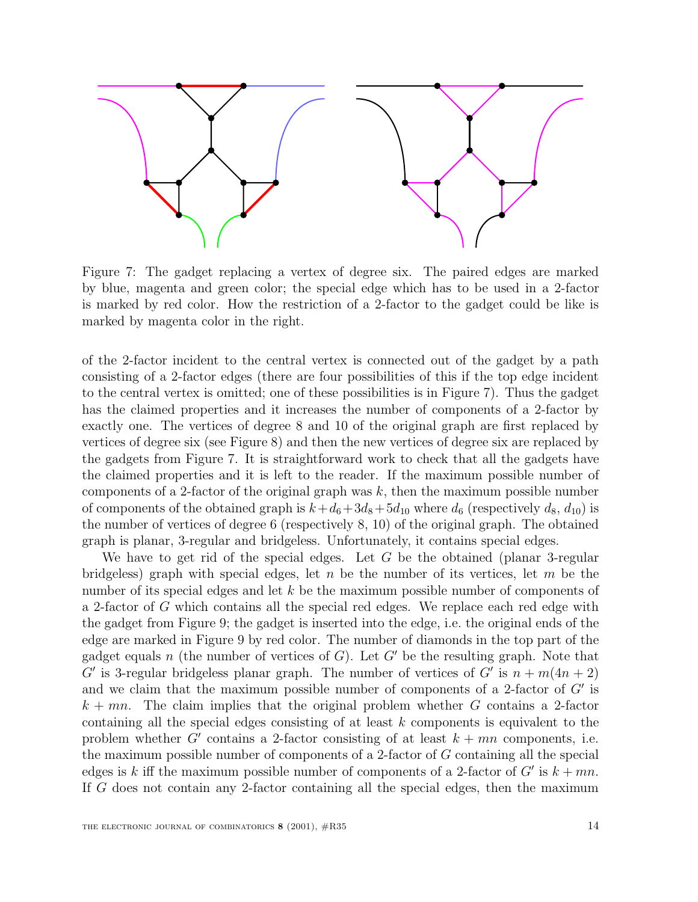Figure 7: The gadget replacing a vertex of degree six. The paired edges are marked by blue, magenta and green color; the special edge which has to be used in a 2-factor is marked by red color. How the restriction of a 2-factor to the gadget could be like is marked by magenta color in the right.

of the 2-factor incident to the central vertex is connected out of the gadget by a path consisting of a 2-factor edges (there are four possibilities of this if the top edge incident to the central vertex is omitted; one of these possibilities is in Figure 7). Thus the gadget has the claimed properties and it increases the number of components of a 2-factor by exactly one. The vertices of degree 8 and 10 of the original graph are first replaced by vertices of degree six (see Figure 8) and then the new vertices of degree six are replaced by the gadgets from Figure 7. It is straightforward work to check that all the gadgets have the claimed properties and it is left to the reader. If the maximum possible number of components of a 2-factor of the original graph was $k$, then the maximum possible number of components of the obtained graph is $k+d_6+3d_8+5d_{10}$ where $d_6$ (respectively $d_8$, $d_{10}$) is the number of vertices of degree 6 (respectively 8, 10) of the original graph. The obtained graph is planar, 3-regular and bridgeless. Unfortunately, it contains special edges.

We have to get rid of the special edges. Let $G$ be the obtained (planar 3-regular bridgeless) graph with special edges, let $n$ be the number of its vertices, let $m$ be the number of its special edges and let $k$ be the maximum possible number of components of a 2-factor of $G$ which contains all the special red edges. We replace each red edge with the gadget from Figure 9; the gadget is inserted into the edge, i.e. the original ends of the edge are marked in Figure 9 by red color. The number of diamonds in the top part of the gadget equals $n$ (the number of vertices of $G$). Let $G'$ be the resulting graph. Note that $G'$ is 3-regular bridgeless planar graph. The number of vertices of $G'$ is $n + m(4n + 2)$ and we claim that the maximum possible number of components of a 2-factor of $G'$ is $k + mn$. The claim implies that the original problem whether $G$ contains a 2-factor containing all the special edges consisting of at least $k$ components is equivalent to the problem whether $G'$ contains a 2-factor consisting of at least $k + mn$ components, i.e. the maximum possible number of components of a 2-factor of $G$ containing all the special edges is $k$ iff the maximum possible number of components of a 2-factor of $G'$ is $k + mn$. If $G$ does not contain any 2-factor containing all the special edges, then the maximum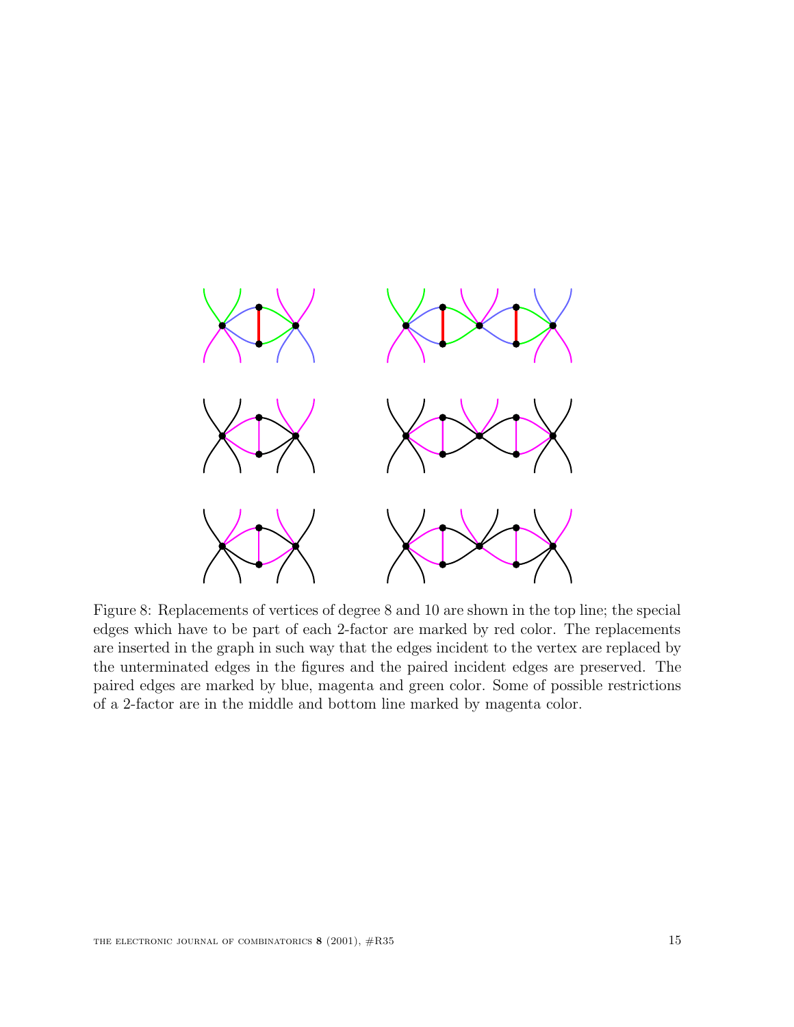Figure 8: Replacements of vertices of degree 8 and 10 are shown in the top line; the special edges which have to be part of each 2-factor are marked by red color. The replacements are inserted in the graph in such way that the edges incident to the vertex are replaced by the unterminated edges in the figures and the paired incident edges are preserved. The paired edges are marked by blue, magenta and green color. Some of possible restrictions of a 2-factor are in the middle and bottom line marked by magenta color.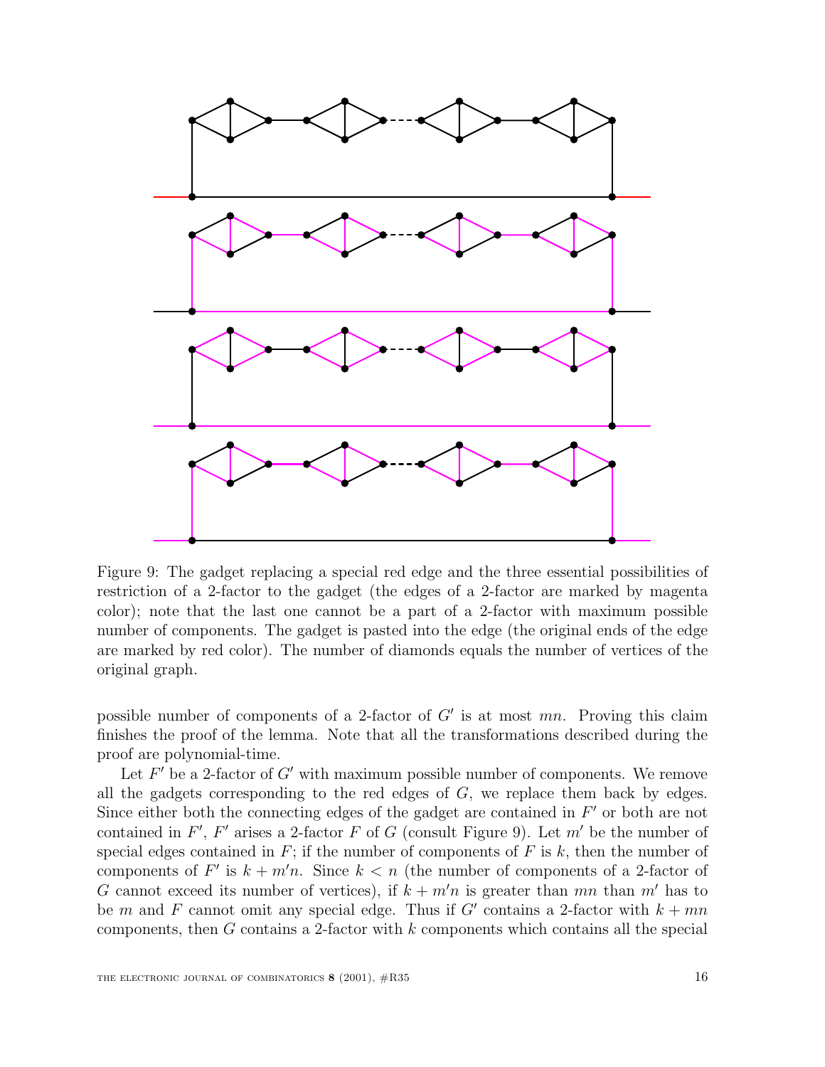Figure 9: The gadget replacing a special red edge and the three essential possibilities of restriction of a 2-factor to the gadget (the edges of a 2-factor are marked by magenta color); note that the last one cannot be a part of a 2-factor with maximum possible number of components. The gadget is pasted into the edge (the original ends of the edge are marked by red color). The number of diamonds equals the number of vertices of the original graph.

possible number of components of a 2-factor of $G'$ is at most $mn$. Proving this claim finishes the proof of the lemma. Note that all the transformations described during the proof are polynomial-time.

Let $F'$ be a 2-factor of $G'$ with maximum possible number of components. We remove all the gadgets corresponding to the red edges of $G$, we replace them back by edges. Since either both the connecting edges of the gadget are contained in $F'$ or both are not contained in $F'$, $F'$ arises a 2-factor $F$ of $G$ (consult Figure 9). Let $m'$ be the number of special edges contained in $F$; if the number of components of $F$ is $k$, then the number of components of $F'$ is $k + m'n$. Since $k < n$ (the number of components of a 2-factor of $G$ cannot exceed its number of vertices), if $k + m'n$ is greater than $mn$ than $m'$ has to be $m$ and $F$ cannot omit any special edge. Thus if $G'$ contains a 2-factor with $k + mn$ components, then $G$ contains a 2-factor with $k$ components which contains all the special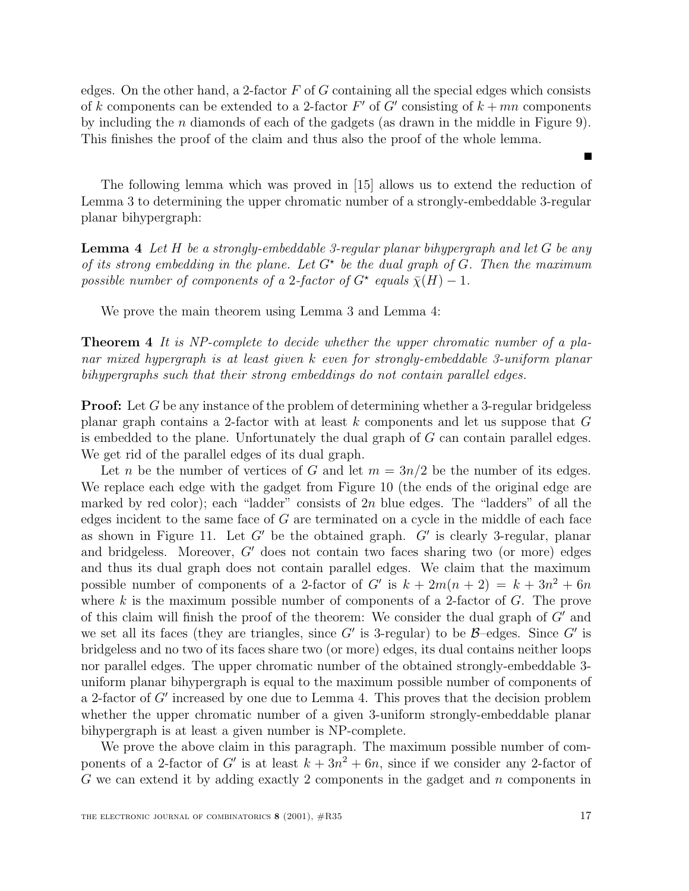edges. On the other hand, a 2-factor $F$ of $G$ containing all the special edges which consists of $k$ components can be extended to a 2-factor $F'$ of $G'$ consisting of $k + mn$ components by including the $n$ diamonds of each of the gadgets (as drawn in the middle in Figure 9). This finishes the proof of the claim and thus also the proof of the whole lemma.

■

The following lemma which was proved in [15] allows us to extend the reduction of Lemma 3 to determining the upper chromatic number of a strongly-embeddable 3-regular planar bihypergraph:

**Lemma 4** *Let $H$ be a strongly-embeddable 3-regular planar bihypergraph and let $G$ be any of its strong embedding in the plane. Let $G^\star$ be the dual graph of $G$. Then the maximum possible number of components of a 2-factor of $G^\star$ equals $\bar{\chi}(H) - 1$.*

We prove the main theorem using Lemma 3 and Lemma 4:

**Theorem 4** *It is NP-complete to decide whether the upper chromatic number of a planar mixed hypergraph is at least given $k$ even for strongly-embeddable 3-uniform planar bihypergraphs such that their strong embeddings do not contain parallel edges.*

**Proof:** Let $G$ be any instance of the problem of determining whether a 3-regular bridgeless planar graph contains a 2-factor with at least $k$ components and let us suppose that $G$ is embedded to the plane. Unfortunately the dual graph of $G$ can contain parallel edges. We get rid of the parallel edges of its dual graph.

Let $n$ be the number of vertices of $G$ and let $m = 3n/2$ be the number of its edges. We replace each edge with the gadget from Figure 10 (the ends of the original edge are marked by red color); each "ladder" consists of $2n$ blue edges. The "ladders" of all the edges incident to the same face of $G$ are terminated on a cycle in the middle of each face as shown in Figure 11. Let $G'$ be the obtained graph. $G'$ is clearly 3-regular, planar and bridgeless. Moreover, $G'$ does not contain two faces sharing two (or more) edges and thus its dual graph does not contain parallel edges. We claim that the maximum possible number of components of a 2-factor of $G'$ is $k + 2m(n + 2) = k + 3n^2 + 6n$ where $k$ is the maximum possible number of components of a 2-factor of $G$. The prove of this claim will finish the proof of the theorem: We consider the dual graph of $G'$ and we set all its faces (they are triangles, since $G'$ is 3-regular) to be $\mathcal{B}$–edges. Since $G'$ is bridgeless and no two of its faces share two (or more) edges, its dual contains neither loops nor parallel edges. The upper chromatic number of the obtained strongly-embeddable 3-uniform planar bihypergraph is equal to the maximum possible number of components of a 2-factor of $G'$ increased by one due to Lemma 4. This proves that the decision problem whether the upper chromatic number of a given 3-uniform strongly-embeddable planar bihypergraph is at least a given number is NP-complete.

We prove the above claim in this paragraph. The maximum possible number of components of a 2-factor of $G'$ is at least $k + 3n^2 + 6n$, since if we consider any 2-factor of $G$ we can extend it by adding exactly 2 components in the gadget and $n$ components in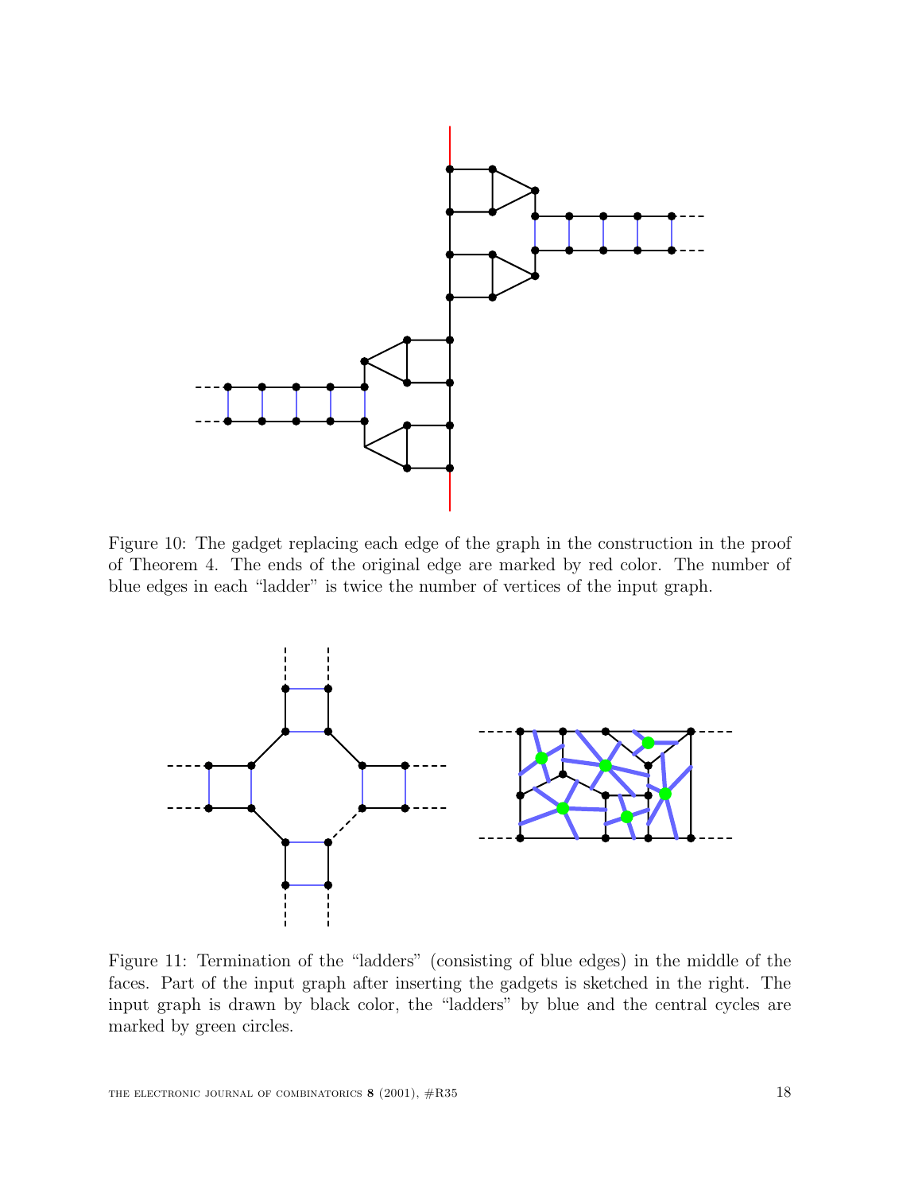Figure 10: The gadget replacing each edge of the graph in the construction in the proof of Theorem 4. The ends of the original edge are marked by red color. The number of blue edges in each "ladder" is twice the number of vertices of the input graph.

Figure 11: Termination of the "ladders" (consisting of blue edges) in the middle of the faces. Part of the input graph after inserting the gadgets is sketched in the right. The input graph is drawn by black color, the "ladders" by blue and the central cycles are marked by green circles.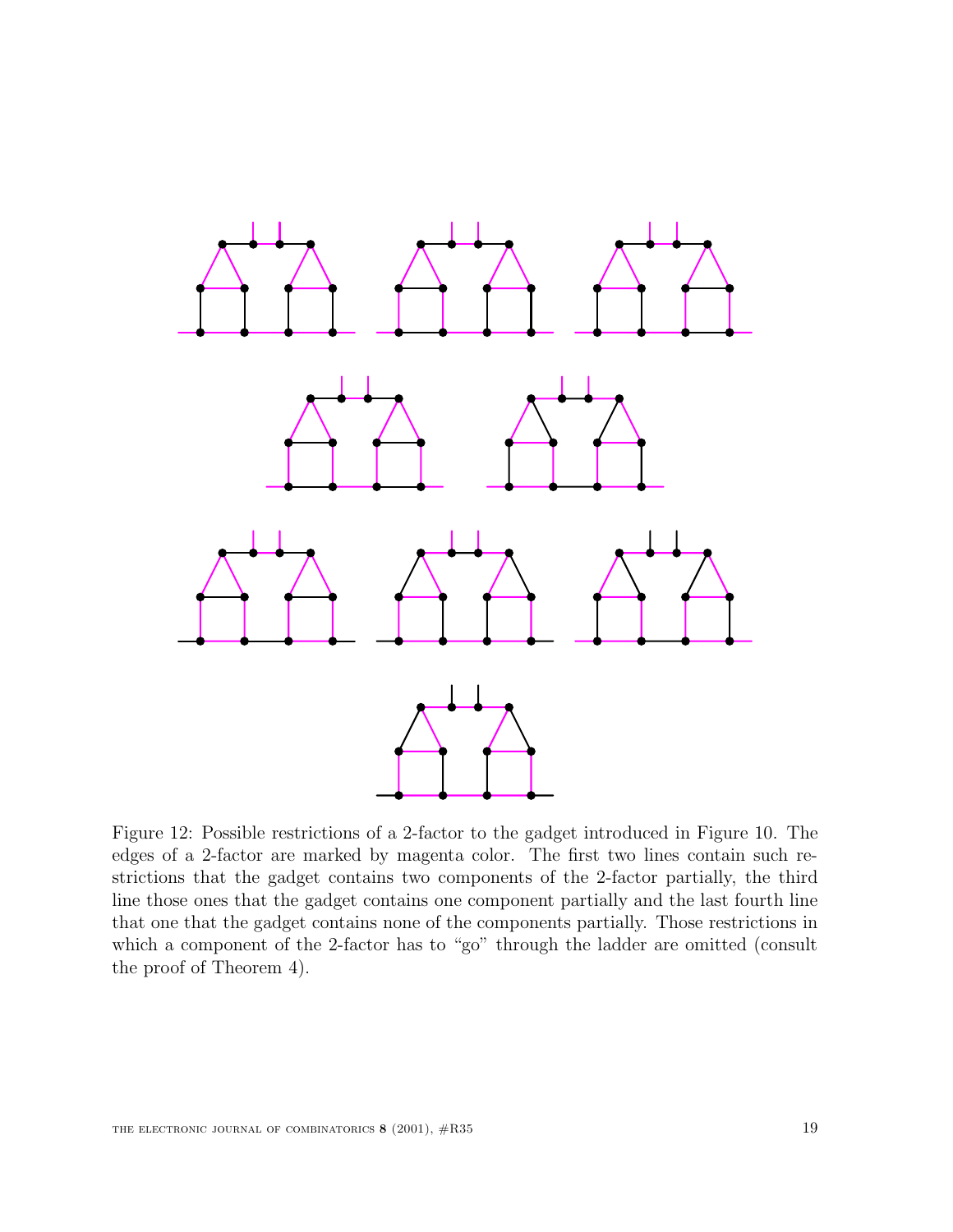Figure 12: Possible restrictions of a 2-factor to the gadget introduced in Figure 10. The edges of a 2-factor are marked by magenta color. The first two lines contain such restrictions that the gadget contains two components of the 2-factor partially, the third line those ones that the gadget contains one component partially and the last fourth line that one that the gadget contains none of the components partially. Those restrictions in which a component of the 2-factor has to "go" through the ladder are omitted (consult the proof of Theorem 4).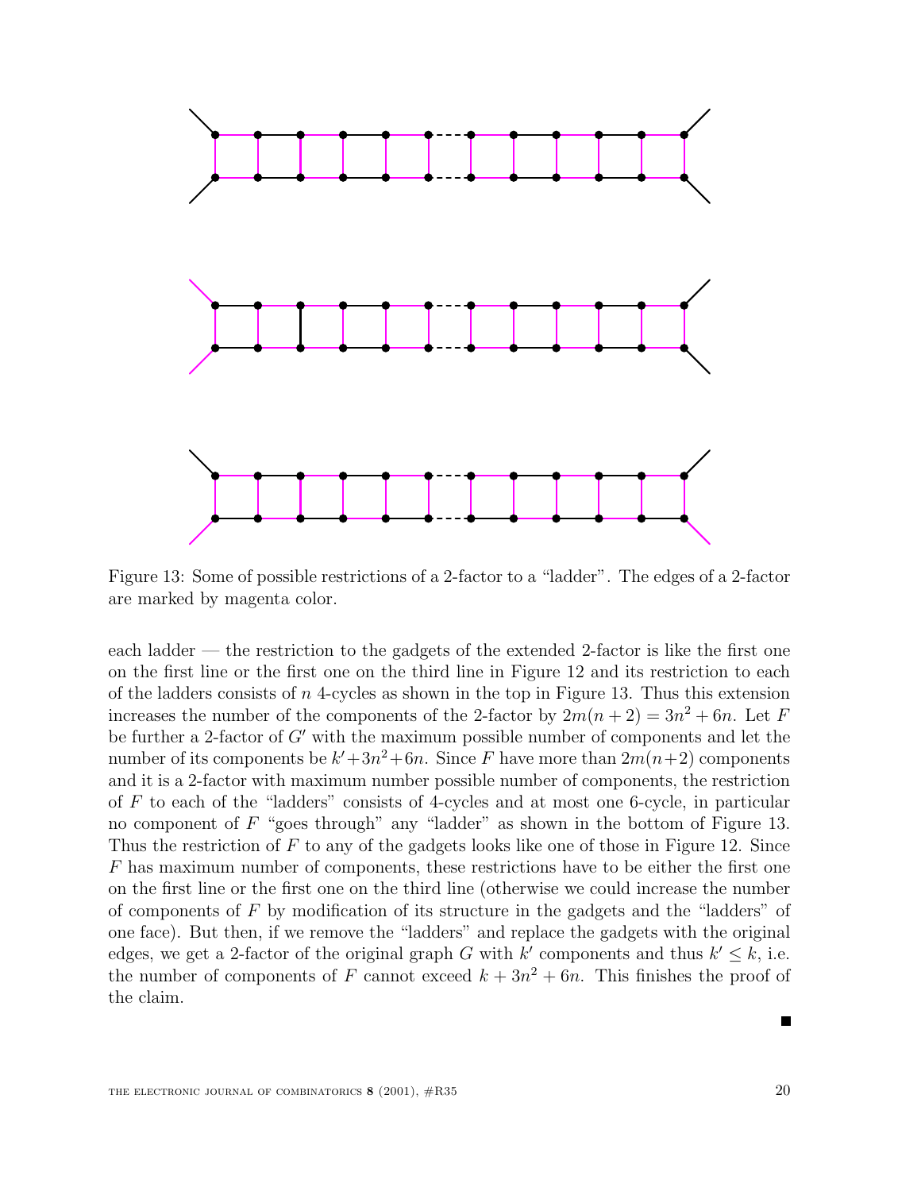Figure 13: Some of possible restrictions of a 2-factor to a "ladder". The edges of a 2-factor are marked by magenta color.

each ladder — the restriction to the gadgets of the extended 2-factor is like the first one on the first line or the first one on the third line in Figure 12 and its restriction to each of the ladders consists of $n$ 4-cycles as shown in the top in Figure 13. Thus this extension increases the number of the components of the 2-factor by $2m(n+2) = 3n^2 + 6n$. Let $F$ be further a 2-factor of $G'$ with the maximum possible number of components and let the number of its components be $k' + 3n^2 + 6n$. Since $F$ have more than $2m(n+2)$ components and it is a 2-factor with maximum number possible number of components, the restriction of $F$ to each of the "ladders" consists of 4-cycles and at most one 6-cycle, in particular no component of $F$ "goes through" any "ladder" as shown in the bottom of Figure 13. Thus the restriction of $F$ to any of the gadgets looks like one of those in Figure 12. Since $F$ has maximum number of components, these restrictions have to be either the first one on the first line or the first one on the third line (otherwise we could increase the number of components of $F$ by modification of its structure in the gadgets and the "ladders" of one face). But then, if we remove the "ladders" and replace the gadgets with the original edges, we get a 2-factor of the original graph $G$ with $k'$ components and thus $k' \leq k$, i.e. the number of components of $F$ cannot exceed $k + 3n^2 + 6n$. This finishes the proof of the claim.

■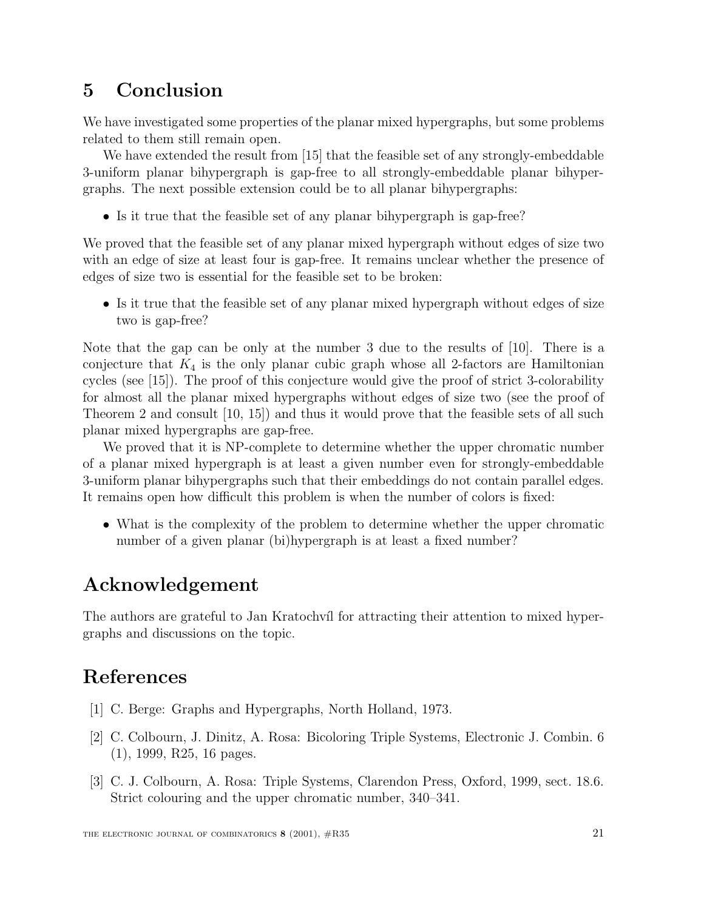## 5 Conclusion

We have investigated some properties of the planar mixed hypergraphs, but some problems related to them still remain open.

We have extended the result from [15] that the feasible set of any strongly-embeddable 3-uniform planar bihypergraph is gap-free to all strongly-embeddable planar bihypergraphs. The next possible extension could be to all planar bihypergraphs:

- Is it true that the feasible set of any planar bihypergraph is gap-free?

We proved that the feasible set of any planar mixed hypergraph without edges of size two with an edge of size at least four is gap-free. It remains unclear whether the presence of edges of size two is essential for the feasible set to be broken:

- Is it true that the feasible set of any planar mixed hypergraph without edges of size two is gap-free?

Note that the gap can be only at the number 3 due to the results of [10]. There is a conjecture that $K_4$ is the only planar cubic graph whose all 2-factors are Hamiltonian cycles (see [15]). The proof of this conjecture would give the proof of strict 3-colorability for almost all the planar mixed hypergraphs without edges of size two (see the proof of Theorem 2 and consult [10, 15]) and thus it would prove that the feasible sets of all such planar mixed hypergraphs are gap-free.

We proved that it is NP-complete to determine whether the upper chromatic number of a planar mixed hypergraph is at least a given number even for strongly-embeddable 3-uniform planar bihypergraphs such that their embeddings do not contain parallel edges. It remains open how difficult this problem is when the number of colors is fixed:

- What is the complexity of the problem to determine whether the upper chromatic number of a given planar (bi)hypergraph is at least a fixed number?

## Acknowledgement

The authors are grateful to Jan Kratochvíl for attracting their attention to mixed hypergraphs and discussions on the topic.

## References

[1] C. Berge: Graphs and Hypergraphs, North Holland, 1973.

[2] C. Colbourn, J. Dinitz, A. Rosa: Bicoloring Triple Systems, Electronic J. Combin. 6 (1), 1999, R25, 16 pages.

[3] C. J. Colbourn, A. Rosa: Triple Systems, Clarendon Press, Oxford, 1999, sect. 18.6. Strict colouring and the upper chromatic number, 340–341.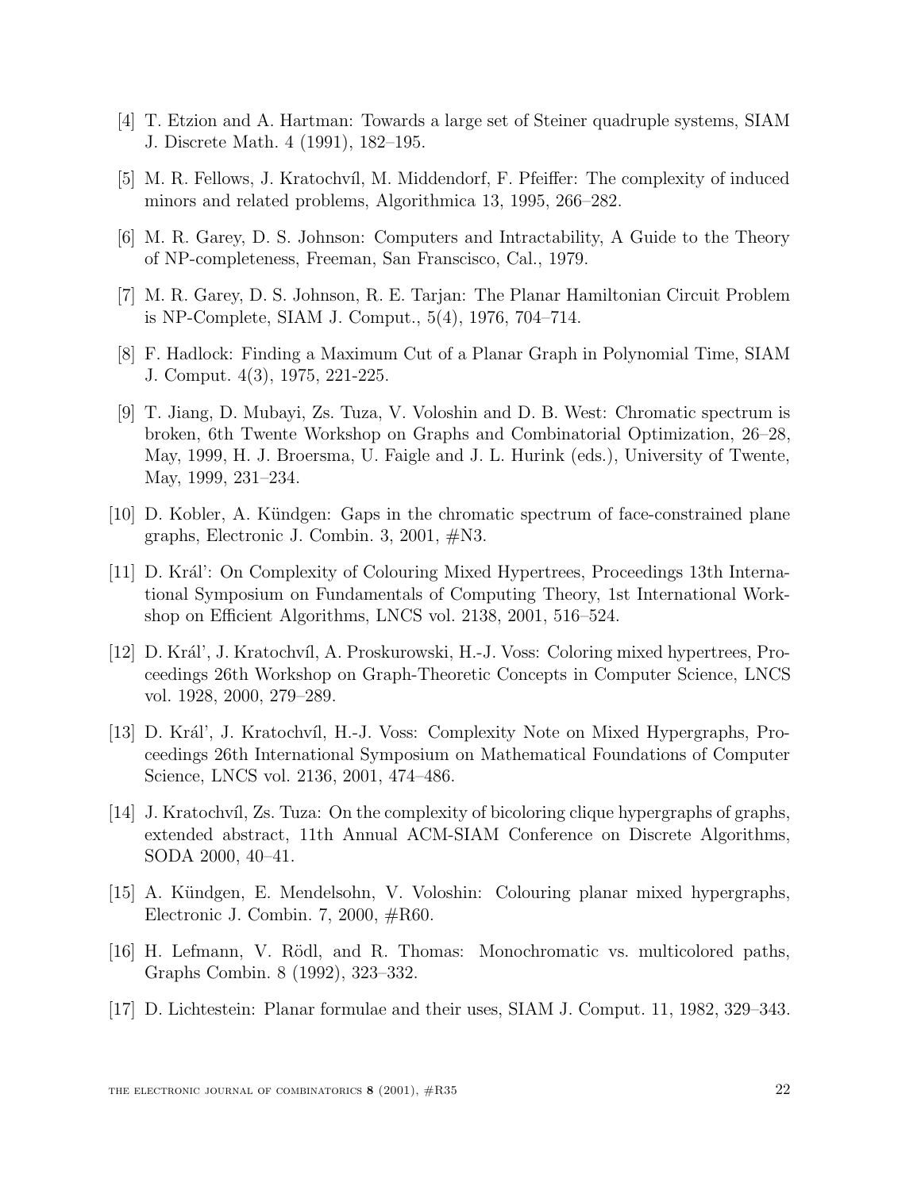[4] T. Etzion and A. Hartman: Towards a large set of Steiner quadruple systems, SIAM J. Discrete Math. 4 (1991), 182–195.

[5] M. R. Fellows, J. Kratochvíl, M. Middendorf, F. Pfeiffer: The complexity of induced minors and related problems, Algorithmica 13, 1995, 266–282.

[6] M. R. Garey, D. S. Johnson: Computers and Intractability, A Guide to the Theory of NP-completeness, Freeman, San Franscisco, Cal., 1979.

[7] M. R. Garey, D. S. Johnson, R. E. Tarjan: The Planar Hamiltonian Circuit Problem is NP-Complete, SIAM J. Comput., 5(4), 1976, 704–714.

[8] F. Hadlock: Finding a Maximum Cut of a Planar Graph in Polynomial Time, SIAM J. Comput. 4(3), 1975, 221-225.

[9] T. Jiang, D. Mubayi, Zs. Tuza, V. Voloshin and D. B. West: Chromatic spectrum is broken, 6th Twente Workshop on Graphs and Combinatorial Optimization, 26–28, May, 1999, H. J. Broersma, U. Faigle and J. L. Hurink (eds.), University of Twente, May, 1999, 231–234.

[10] D. Kobler, A. Kündgen: Gaps in the chromatic spectrum of face-constrained plane graphs, Electronic J. Combin. 3, 2001, #N3.

[11] D. Král': On Complexity of Colouring Mixed Hypertrees, Proceedings 13th International Symposium on Fundamentals of Computing Theory, 1st International Workshop on Efficient Algorithms, LNCS vol. 2138, 2001, 516–524.

[12] D. Král', J. Kratochvíl, A. Proskurowski, H.-J. Voss: Coloring mixed hypertrees, Proceedings 26th Workshop on Graph-Theoretic Concepts in Computer Science, LNCS vol. 1928, 2000, 279–289.

[13] D. Král', J. Kratochvíl, H.-J. Voss: Complexity Note on Mixed Hypergraphs, Proceedings 26th International Symposium on Mathematical Foundations of Computer Science, LNCS vol. 2136, 2001, 474–486.

[14] J. Kratochvíl, Zs. Tuza: On the complexity of bicoloring clique hypergraphs of graphs, extended abstract, 11th Annual ACM-SIAM Conference on Discrete Algorithms, SODA 2000, 40–41.

[15] A. Kündgen, E. Mendelsohn, V. Voloshin: Colouring planar mixed hypergraphs, Electronic J. Combin. 7, 2000, #R60.

[16] H. Lefmann, V. Rödl, and R. Thomas: Monochromatic vs. multicolored paths, Graphs Combin. 8 (1992), 323–332.

[17] D. Lichtestein: Planar formulae and their uses, SIAM J. Comput. 11, 1982, 329–343.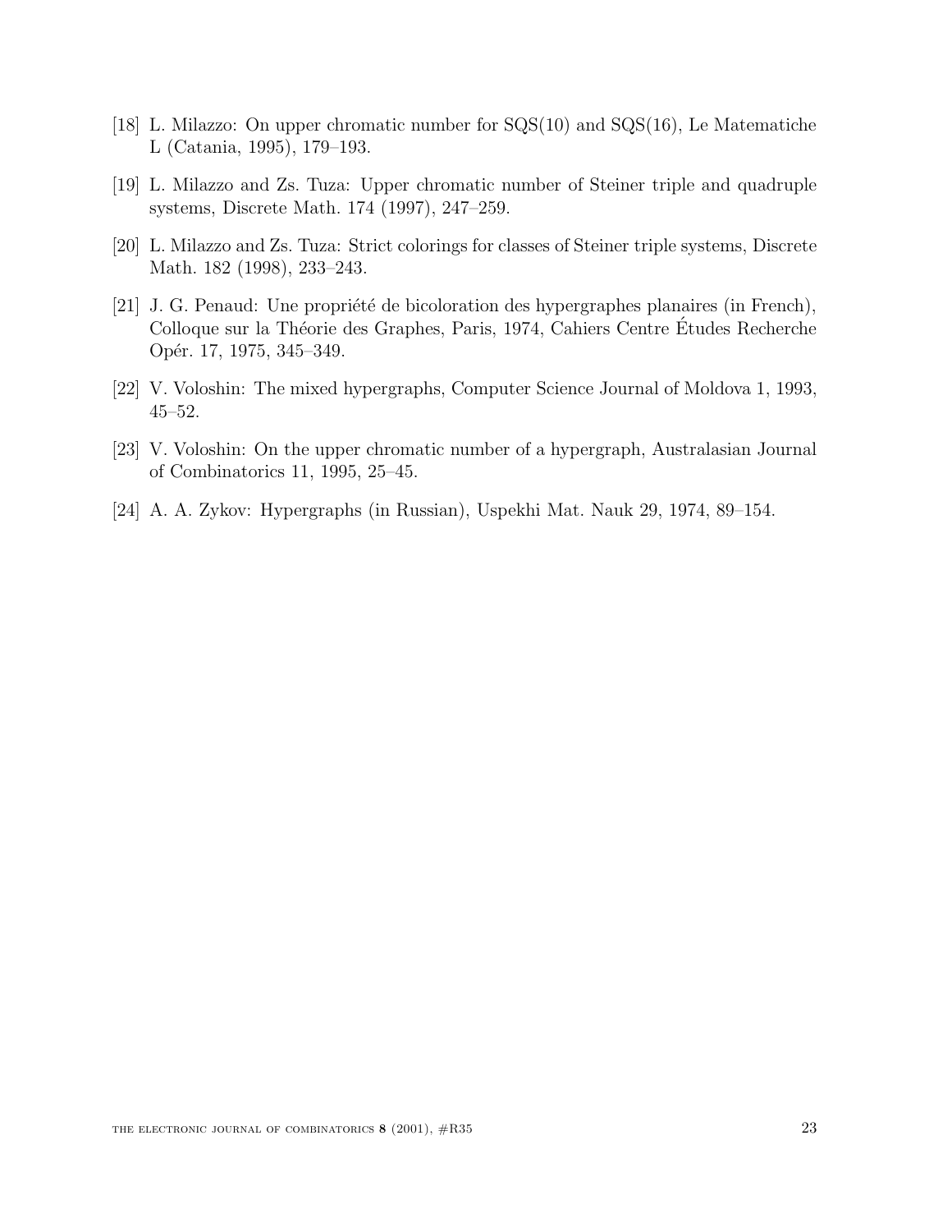[18] L. Milazzo: On upper chromatic number for SQS(10) and SQS(16), Le Matematiche L (Catania, 1995), 179–193.

[19] L. Milazzo and Zs. Tuza: Upper chromatic number of Steiner triple and quadruple systems, Discrete Math. 174 (1997), 247–259.

[20] L. Milazzo and Zs. Tuza: Strict colorings for classes of Steiner triple systems, Discrete Math. 182 (1998), 233–243.

[21] J. G. Penaud: Une propriété de bicoloration des hypergraphes planaires (in French), Colloque sur la Théorie des Graphes, Paris, 1974, Cahiers Centre Études Recherche Opér. 17, 1975, 345–349.

[22] V. Voloshin: The mixed hypergraphs, Computer Science Journal of Moldova 1, 1993, 45–52.

[23] V. Voloshin: On the upper chromatic number of a hypergraph, Australasian Journal of Combinatorics 11, 1995, 25–45.

[24] A. A. Zykov: Hypergraphs (in Russian), Uspekhi Mat. Nauk 29, 1974, 89–154.